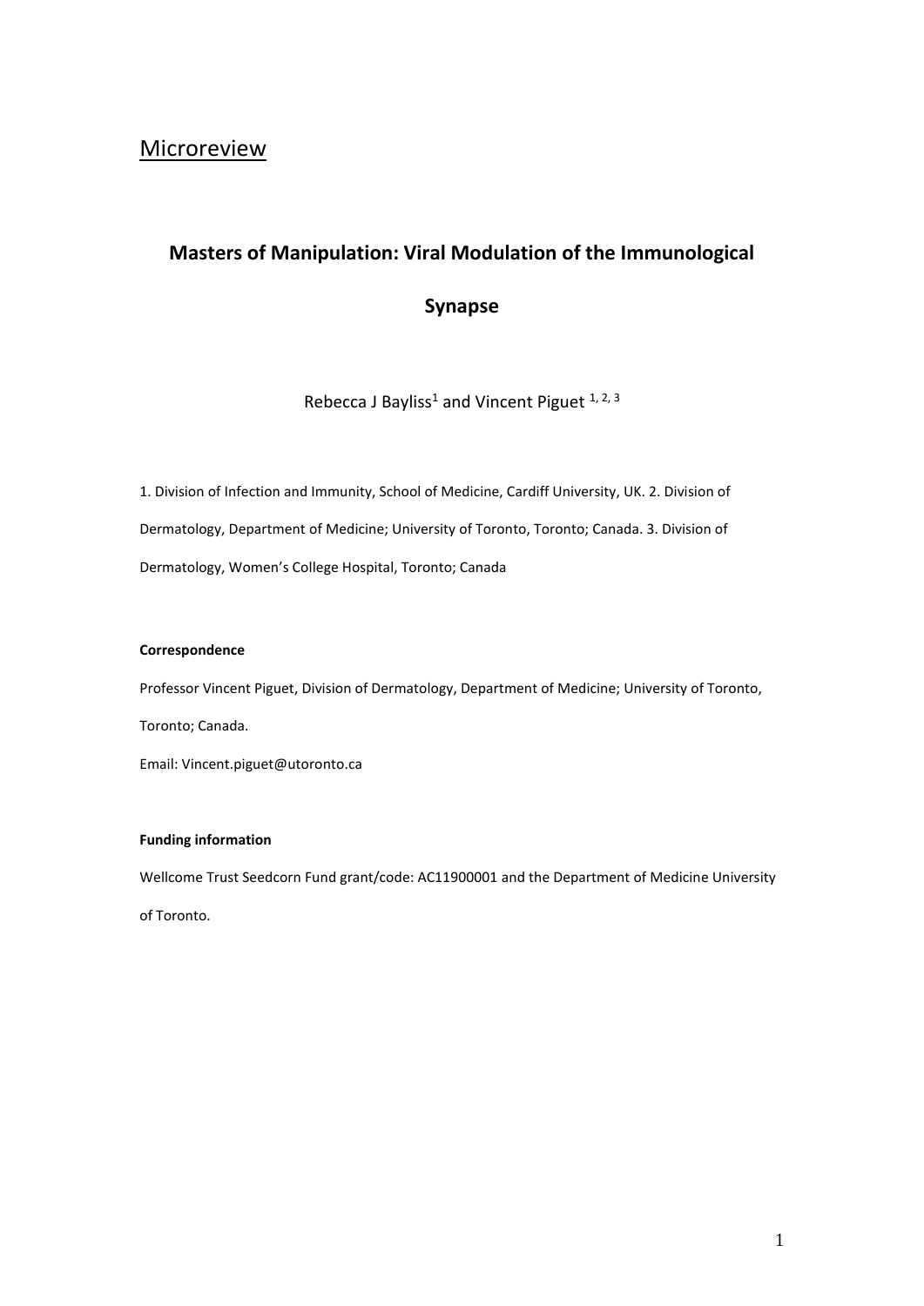Microreview

# Masters of Manipulation: Viral Modulation of the Immunological Synapse

Rebecca J Bayliss[1] and Vincent Piguet [1, 2, 3]

1. Division of Infection and Immunity, School of Medicine, Cardiff University, UK. 2. Division of Dermatology, Department of Medicine; University of Toronto, Toronto; Canada. 3. Division of Dermatology, Women's College Hospital, Toronto; Canada

**Correspondence**

Professor Vincent Piguet, Division of Dermatology, Department of Medicine; University of Toronto, Toronto; Canada.

Email: Vincent.piguet@utoronto.ca

**Funding information**

Wellcome Trust Seedcorn Fund grant/code: AC11900001 and the Department of Medicine University of Toronto.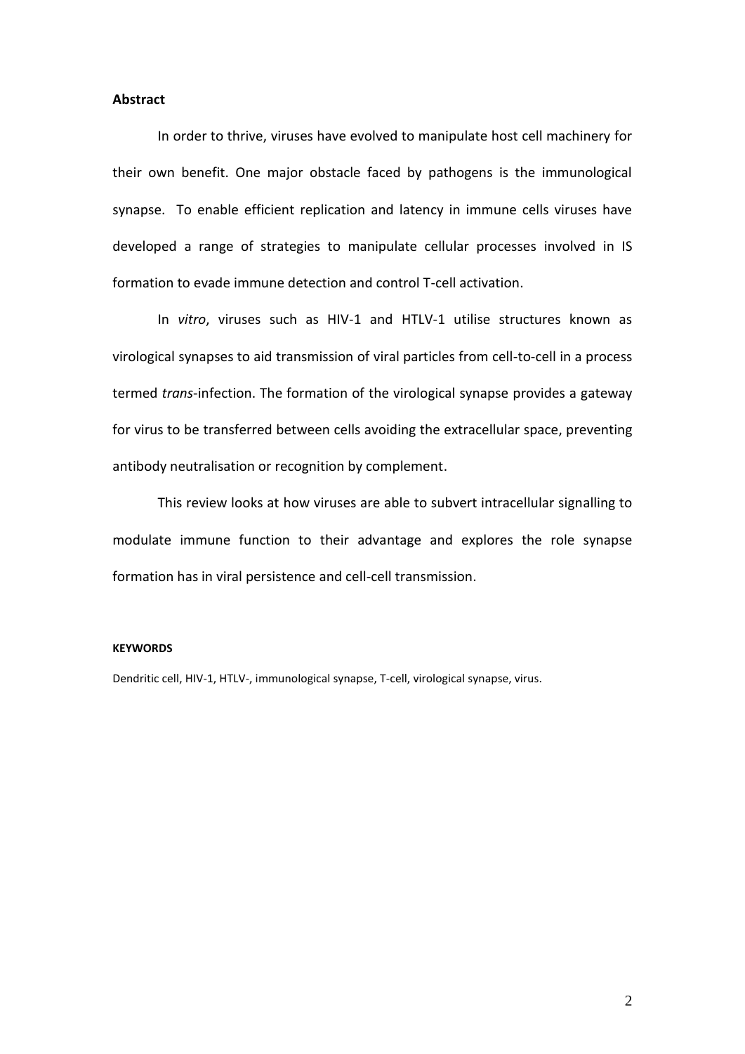**Abstract**

In order to thrive, viruses have evolved to manipulate host cell machinery for their own benefit. One major obstacle faced by pathogens is the immunological synapse. To enable efficient replication and latency in immune cells viruses have developed a range of strategies to manipulate cellular processes involved in IS formation to evade immune detection and control T-cell activation.

In *vitro*, viruses such as HIV-1 and HTLV-1 utilise structures known as virological synapses to aid transmission of viral particles from cell-to-cell in a process termed *trans*-infection. The formation of the virological synapse provides a gateway for virus to be transferred between cells avoiding the extracellular space, preventing antibody neutralisation or recognition by complement.

This review looks at how viruses are able to subvert intracellular signalling to modulate immune function to their advantage and explores the role synapse formation has in viral persistence and cell-cell transmission.

**KEYWORDS**

Dendritic cell, HIV-1, HTLV-, immunological synapse, T-cell, virological synapse, virus.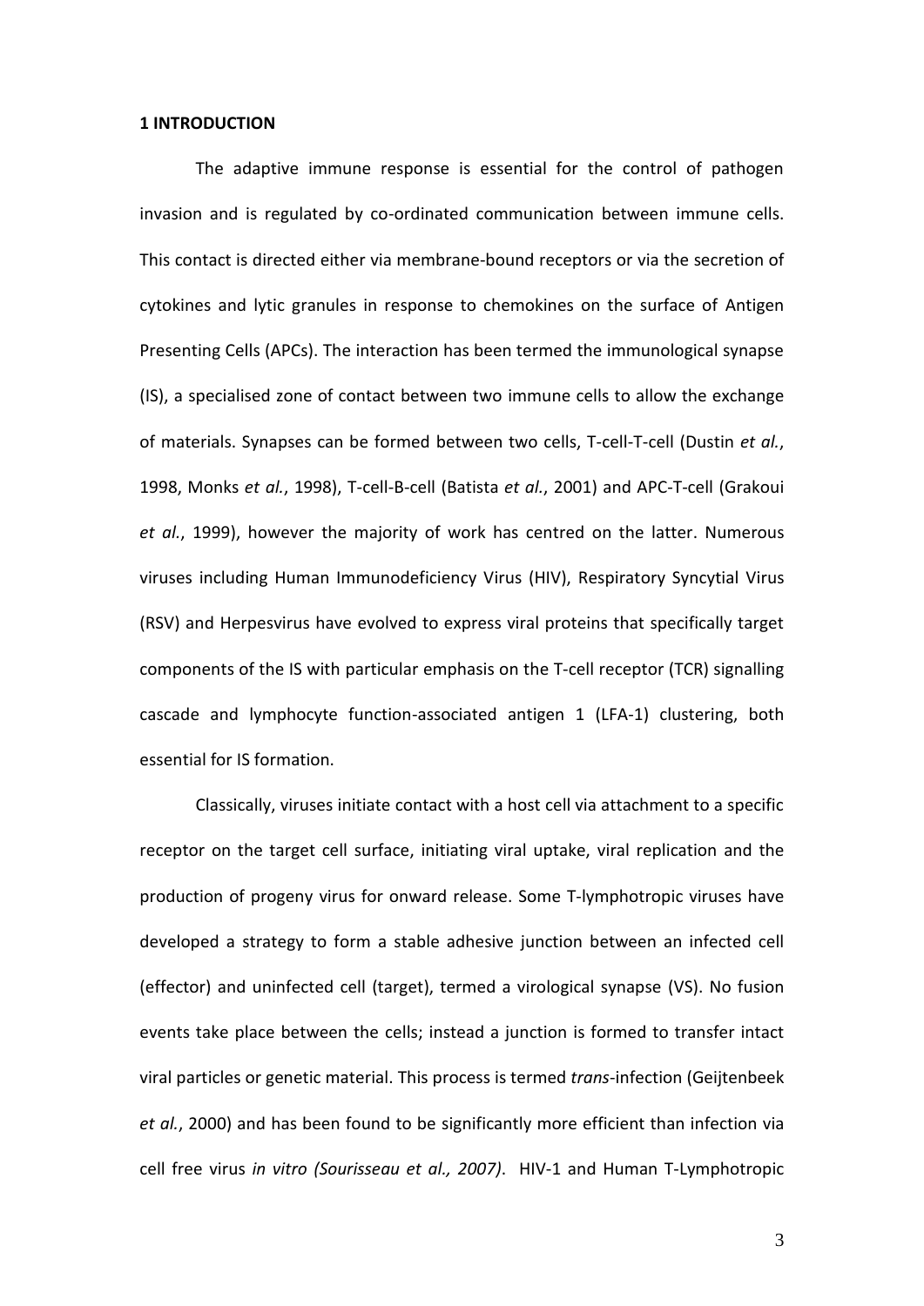**1 INTRODUCTION**

The adaptive immune response is essential for the control of pathogen invasion and is regulated by co-ordinated communication between immune cells. This contact is directed either via membrane-bound receptors or via the secretion of cytokines and lytic granules in response to chemokines on the surface of Antigen Presenting Cells (APCs). The interaction has been termed the immunological synapse (IS), a specialised zone of contact between two immune cells to allow the exchange of materials. Synapses can be formed between two cells, T-cell-T-cell (Dustin *et al.*, 1998, Monks *et al.*, 1998), T-cell-B-cell (Batista *et al.*, 2001) and APC-T-cell (Grakoui *et al.*, 1999), however the majority of work has centred on the latter. Numerous viruses including Human Immunodeficiency Virus (HIV), Respiratory Syncytial Virus (RSV) and Herpesvirus have evolved to express viral proteins that specifically target components of the IS with particular emphasis on the T-cell receptor (TCR) signalling cascade and lymphocyte function-associated antigen 1 (LFA-1) clustering, both essential for IS formation.

Classically, viruses initiate contact with a host cell via attachment to a specific receptor on the target cell surface, initiating viral uptake, viral replication and the production of progeny virus for onward release. Some T-lymphotropic viruses have developed a strategy to form a stable adhesive junction between an infected cell (effector) and uninfected cell (target), termed a virological synapse (VS). No fusion events take place between the cells; instead a junction is formed to transfer intact viral particles or genetic material. This process is termed *trans*-infection (Geijtenbeek *et al.*, 2000) and has been found to be significantly more efficient than infection via cell free virus *in vitro (Sourisseau et al., 2007)*. HIV-1 and Human T-Lymphotropic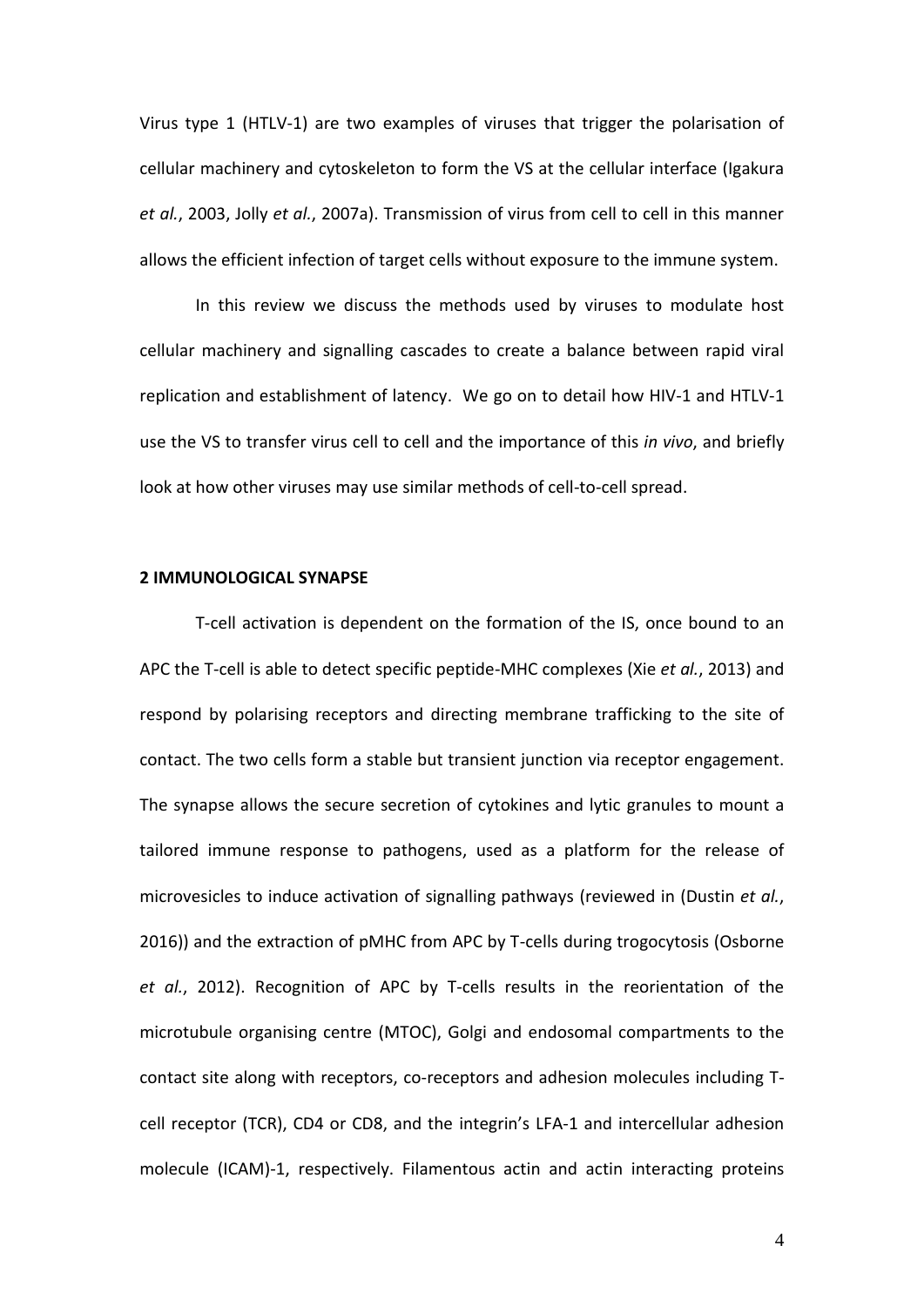Virus type 1 (HTLV-1) are two examples of viruses that trigger the polarisation of cellular machinery and cytoskeleton to form the VS at the cellular interface (Igakura *et al.*, 2003, Jolly *et al.*, 2007a). Transmission of virus from cell to cell in this manner allows the efficient infection of target cells without exposure to the immune system.

In this review we discuss the methods used by viruses to modulate host cellular machinery and signalling cascades to create a balance between rapid viral replication and establishment of latency. We go on to detail how HIV-1 and HTLV-1 use the VS to transfer virus cell to cell and the importance of this *in vivo*, and briefly look at how other viruses may use similar methods of cell-to-cell spread.

## 2 IMMUNOLOGICAL SYNAPSE

T-cell activation is dependent on the formation of the IS, once bound to an APC the T-cell is able to detect specific peptide-MHC complexes (Xie *et al.*, 2013) and respond by polarising receptors and directing membrane trafficking to the site of contact. The two cells form a stable but transient junction via receptor engagement. The synapse allows the secure secretion of cytokines and lytic granules to mount a tailored immune response to pathogens, used as a platform for the release of microvesicles to induce activation of signalling pathways (reviewed in (Dustin *et al.*, 2016)) and the extraction of pMHC from APC by T-cells during trogocytosis (Osborne *et al.*, 2012). Recognition of APC by T-cells results in the reorientation of the microtubule organising centre (MTOC), Golgi and endosomal compartments to the contact site along with receptors, co-receptors and adhesion molecules including T-cell receptor (TCR), CD4 or CD8, and the integrin's LFA-1 and intercellular adhesion molecule (ICAM)-1, respectively. Filamentous actin and actin interacting proteins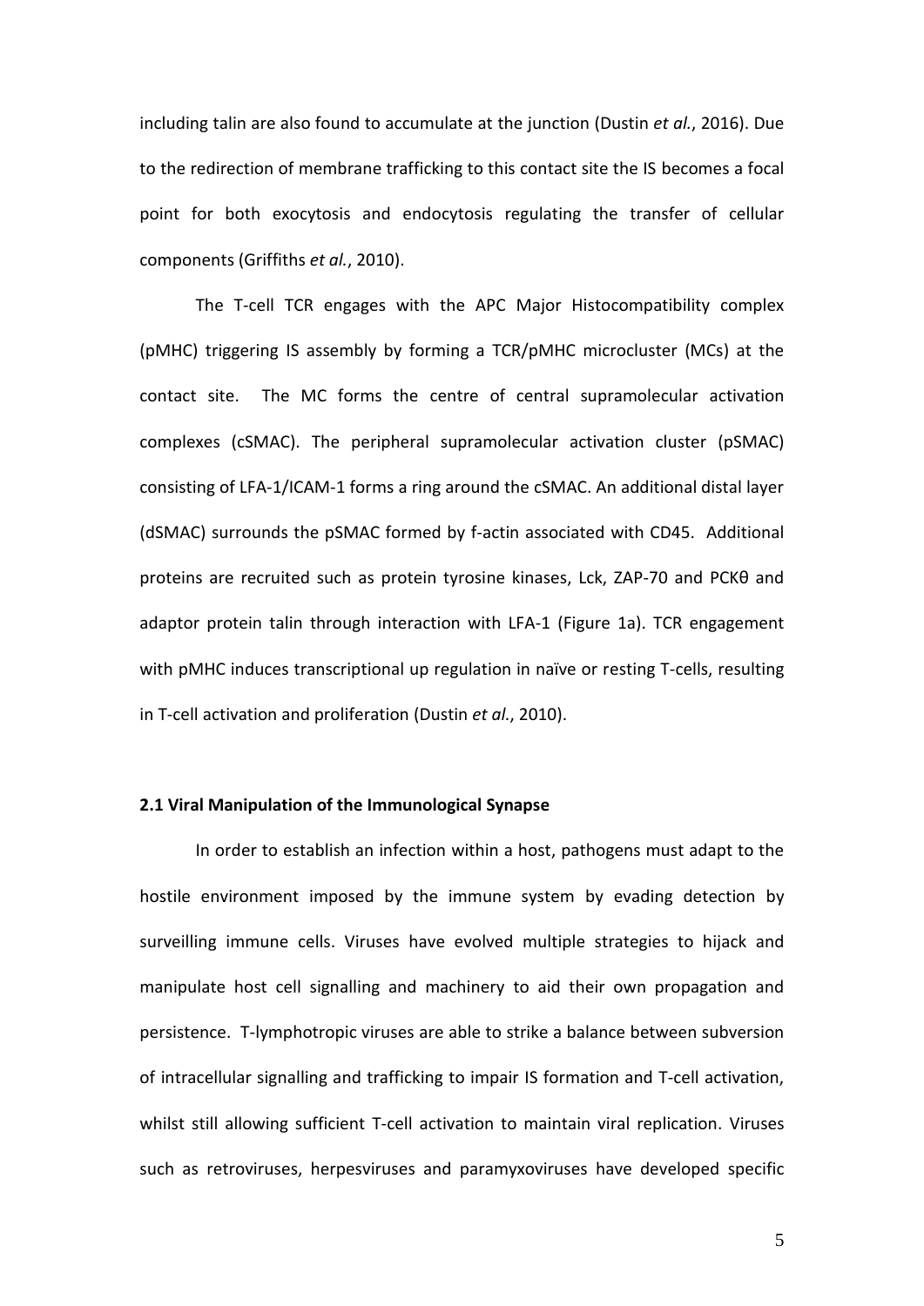including talin are also found to accumulate at the junction (Dustin *et al.*, 2016). Due to the redirection of membrane trafficking to this contact site the IS becomes a focal point for both exocytosis and endocytosis regulating the transfer of cellular components (Griffiths *et al.*, 2010).

The T-cell TCR engages with the APC Major Histocompatibility complex (pMHC) triggering IS assembly by forming a TCR/pMHC microcluster (MCs) at the contact site. The MC forms the centre of central supramolecular activation complexes (cSMAC). The peripheral supramolecular activation cluster (pSMAC) consisting of LFA-1/ICAM-1 forms a ring around the cSMAC. An additional distal layer (dSMAC) surrounds the pSMAC formed by f-actin associated with CD45. Additional proteins are recruited such as protein tyrosine kinases, Lck, ZAP-70 and PCKθ and adaptor protein talin through interaction with LFA-1 (Figure 1a). TCR engagement with pMHC induces transcriptional up regulation in naïve or resting T-cells, resulting in T-cell activation and proliferation (Dustin *et al.*, 2010).

**2.1 Viral Manipulation of the Immunological Synapse**

In order to establish an infection within a host, pathogens must adapt to the hostile environment imposed by the immune system by evading detection by surveilling immune cells. Viruses have evolved multiple strategies to hijack and manipulate host cell signalling and machinery to aid their own propagation and persistence. T-lymphotropic viruses are able to strike a balance between subversion of intracellular signalling and trafficking to impair IS formation and T-cell activation, whilst still allowing sufficient T-cell activation to maintain viral replication. Viruses such as retroviruses, herpesviruses and paramyxoviruses have developed specific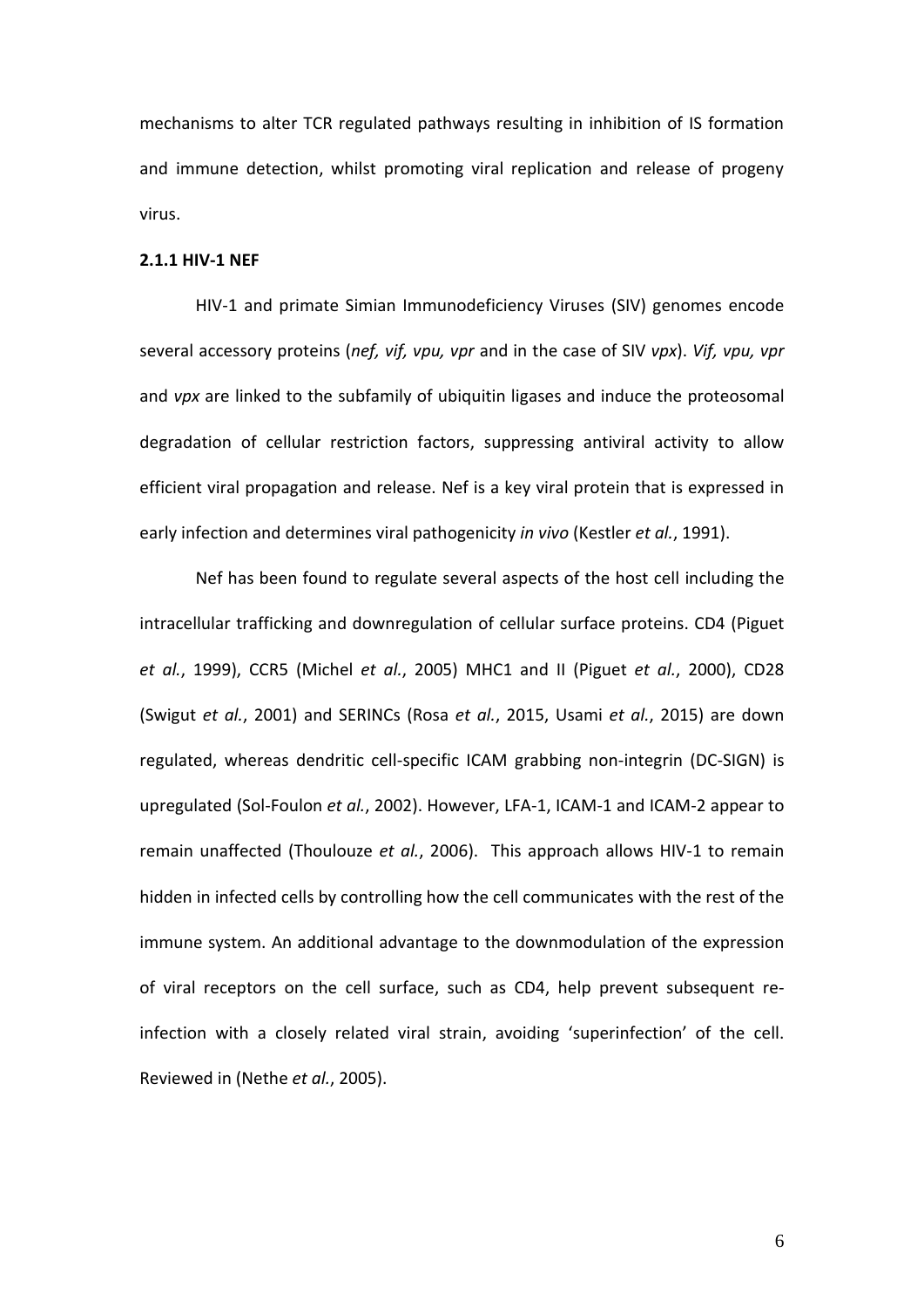mechanisms to alter TCR regulated pathways resulting in inhibition of IS formation and immune detection, whilst promoting viral replication and release of progeny virus.

### 2.1.1 HIV-1 NEF

HIV-1 and primate Simian Immunodeficiency Viruses (SIV) genomes encode several accessory proteins (*nef, vif, vpu, vpr* and in the case of SIV *vpx*). *Vif, vpu, vpr* and *vpx* are linked to the subfamily of ubiquitin ligases and induce the proteosomal degradation of cellular restriction factors, suppressing antiviral activity to allow efficient viral propagation and release. Nef is a key viral protein that is expressed in early infection and determines viral pathogenicity *in vivo* (Kestler *et al.*, 1991).

Nef has been found to regulate several aspects of the host cell including the intracellular trafficking and downregulation of cellular surface proteins. CD4 (Piguet *et al.*, 1999), CCR5 (Michel *et al.*, 2005) MHC1 and II (Piguet *et al.*, 2000), CD28 (Swigut *et al.*, 2001) and SERINCs (Rosa *et al.*, 2015, Usami *et al.*, 2015) are down regulated, whereas dendritic cell-specific ICAM grabbing non-integrin (DC-SIGN) is upregulated (Sol-Foulon *et al.*, 2002). However, LFA-1, ICAM-1 and ICAM-2 appear to remain unaffected (Thoulouze *et al.*, 2006). This approach allows HIV-1 to remain hidden in infected cells by controlling how the cell communicates with the rest of the immune system. An additional advantage to the downmodulation of the expression of viral receptors on the cell surface, such as CD4, help prevent subsequent re-infection with a closely related viral strain, avoiding 'superinfection' of the cell. Reviewed in (Nethe *et al.*, 2005).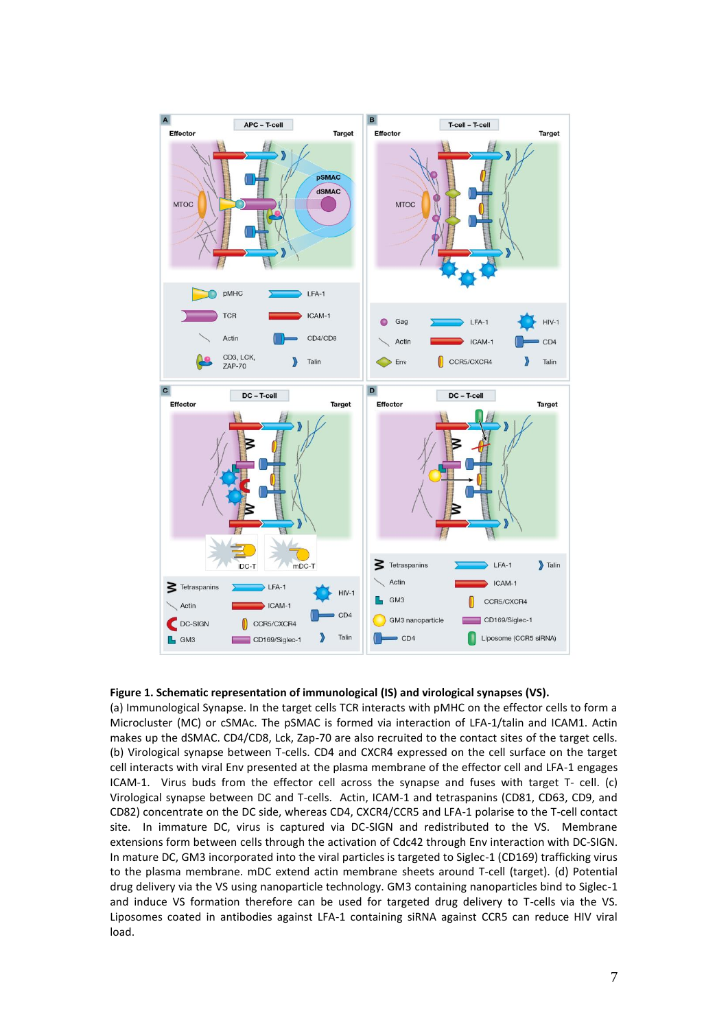**Figure 1. Schematic representation of immunological (IS) and virological synapses (VS).**
(a) Immunological Synapse. In the target cells TCR interacts with pMHC on the effector cells to form a Microcluster (MC) or cSMAC. The pSMAC is formed via interaction of LFA-1/talin and ICAM1. Actin makes up the dSMAC. CD4/CD8, Lck, Zap-70 are also recruited to the contact sites of the target cells. (b) Virological synapse between T-cells. CD4 and CXCR4 expressed on the cell surface on the target cell interacts with viral Env presented at the plasma membrane of the effector cell and LFA-1 engages ICAM-1. Virus buds from the effector cell across the synapse and fuses with target T- cell. (c) Virological synapse between DC and T-cells. Actin, ICAM-1 and tetraspanins (CD81, CD63, CD9, and CD82) concentrate on the DC side, whereas CD4, CXCR4/CCR5 and LFA-1 polarise to the T-cell contact site. In immature DC, virus is captured via DC-SIGN and redistributed to the VS. Membrane extensions form between cells through the activation of Cdc42 through Env interaction with DC-SIGN. In mature DC, GM3 incorporated into the viral particles is targeted to Siglec-1 (CD169) trafficking virus to the plasma membrane. mDC extend actin membrane sheets around T-cell (target). (d) Potential drug delivery via the VS using nanoparticle technology. GM3 containing nanoparticles bind to Siglec-1 and induce VS formation therefore can be used for targeted drug delivery to T-cells via the VS. Liposomes coated in antibodies against LFA-1 containing siRNA against CCR5 can reduce HIV viral load.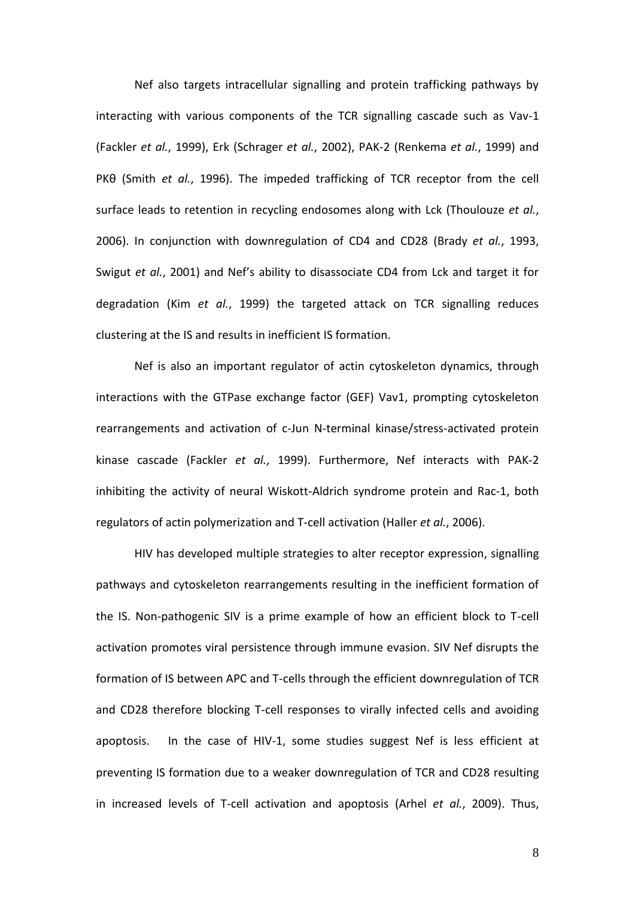Nef also targets intracellular signalling and protein trafficking pathways by interacting with various components of the TCR signalling cascade such as Vav-1 (Fackler *et al.*, 1999), Erk (Schrager *et al.*, 2002), PAK-2 (Renkema *et al.*, 1999) and PKθ (Smith *et al.*, 1996). The impeded trafficking of TCR receptor from the cell surface leads to retention in recycling endosomes along with Lck (Thoulouze *et al.*, 2006). In conjunction with downregulation of CD4 and CD28 (Brady *et al.*, 1993, Swigut *et al.*, 2001) and Nef's ability to disassociate CD4 from Lck and target it for degradation (Kim *et al.*, 1999) the targeted attack on TCR signalling reduces clustering at the IS and results in inefficient IS formation.

Nef is also an important regulator of actin cytoskeleton dynamics, through interactions with the GTPase exchange factor (GEF) Vav1, prompting cytoskeleton rearrangements and activation of c-Jun N-terminal kinase/stress-activated protein kinase cascade (Fackler *et al.*, 1999). Furthermore, Nef interacts with PAK-2 inhibiting the activity of neural Wiskott-Aldrich syndrome protein and Rac-1, both regulators of actin polymerization and T-cell activation (Haller *et al.*, 2006).

HIV has developed multiple strategies to alter receptor expression, signalling pathways and cytoskeleton rearrangements resulting in the inefficient formation of the IS. Non-pathogenic SIV is a prime example of how an efficient block to T-cell activation promotes viral persistence through immune evasion. SIV Nef disrupts the formation of IS between APC and T-cells through the efficient downregulation of TCR and CD28 therefore blocking T-cell responses to virally infected cells and avoiding apoptosis. In the case of HIV-1, some studies suggest Nef is less efficient at preventing IS formation due to a weaker downregulation of TCR and CD28 resulting in increased levels of T-cell activation and apoptosis (Arhel *et al.*, 2009). Thus,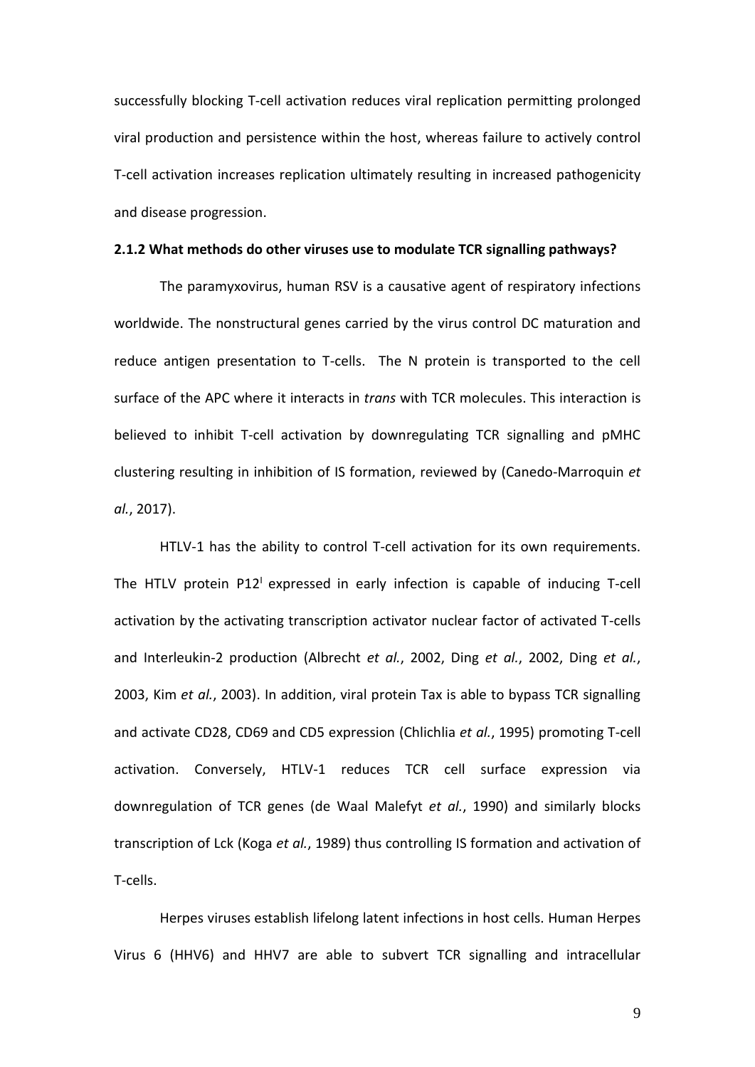successfully blocking T-cell activation reduces viral replication permitting prolonged viral production and persistence within the host, whereas failure to actively control T-cell activation increases replication ultimately resulting in increased pathogenicity and disease progression.

**2.1.2 What methods do other viruses use to modulate TCR signalling pathways?**

The paramyxovirus, human RSV is a causative agent of respiratory infections worldwide. The nonstructural genes carried by the virus control DC maturation and reduce antigen presentation to T-cells. The N protein is transported to the cell surface of the APC where it interacts in *trans* with TCR molecules. This interaction is believed to inhibit T-cell activation by downregulating TCR signalling and pMHC clustering resulting in inhibition of IS formation, reviewed by (Canedo-Marroquin *et al.*, 2017).

HTLV-1 has the ability to control T-cell activation for its own requirements. The HTLV protein P12$^{I}$ expressed in early infection is capable of inducing T-cell activation by the activating transcription activator nuclear factor of activated T-cells and Interleukin-2 production (Albrecht *et al.*, 2002, Ding *et al.*, 2002, Ding *et al.*, 2003, Kim *et al.*, 2003). In addition, viral protein Tax is able to bypass TCR signalling and activate CD28, CD69 and CD5 expression (Chlichlia *et al.*, 1995) promoting T-cell activation. Conversely, HTLV-1 reduces TCR cell surface expression via downregulation of TCR genes (de Waal Malefyt *et al.*, 1990) and similarly blocks transcription of Lck (Koga *et al.*, 1989) thus controlling IS formation and activation of T-cells.

Herpes viruses establish lifelong latent infections in host cells. Human Herpes Virus 6 (HHV6) and HHV7 are able to subvert TCR signalling and intracellular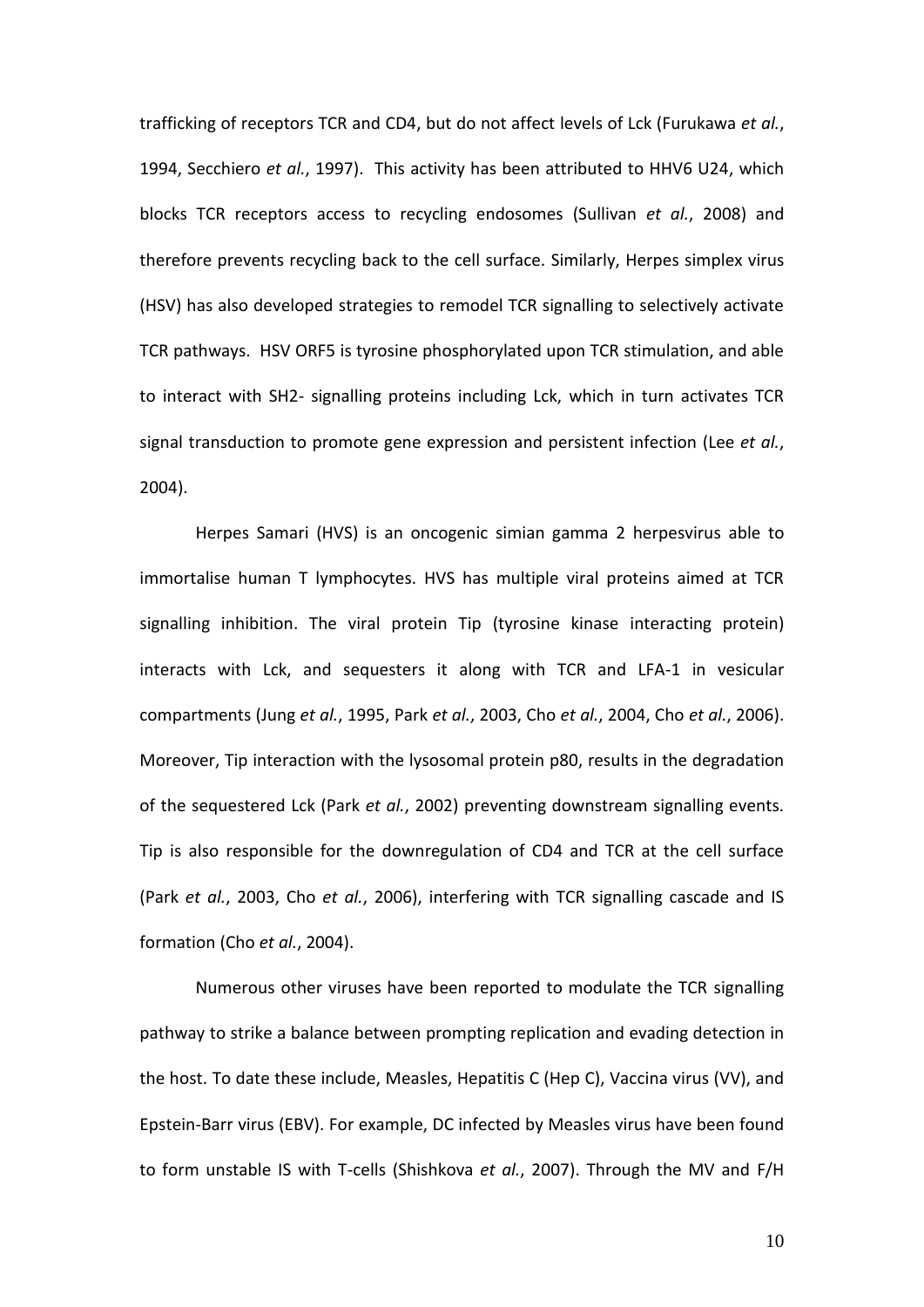trafficking of receptors TCR and CD4, but do not affect levels of Lck (Furukawa *et al.*, 1994, Secchiero *et al.*, 1997). This activity has been attributed to HHV6 U24, which blocks TCR receptors access to recycling endosomes (Sullivan *et al.*, 2008) and therefore prevents recycling back to the cell surface. Similarly, Herpes simplex virus (HSV) has also developed strategies to remodel TCR signalling to selectively activate TCR pathways. HSV ORF5 is tyrosine phosphorylated upon TCR stimulation, and able to interact with SH2- signalling proteins including Lck, which in turn activates TCR signal transduction to promote gene expression and persistent infection (Lee *et al.*, 2004).

Herpes Samari (HVS) is an oncogenic simian gamma 2 herpesvirus able to immortalise human T lymphocytes. HVS has multiple viral proteins aimed at TCR signalling inhibition. The viral protein Tip (tyrosine kinase interacting protein) interacts with Lck, and sequesters it along with TCR and LFA-1 in vesicular compartments (Jung *et al.*, 1995, Park *et al.*, 2003, Cho *et al.*, 2004, Cho *et al.*, 2006). Moreover, Tip interaction with the lysosomal protein p80, results in the degradation of the sequestered Lck (Park *et al.*, 2002) preventing downstream signalling events. Tip is also responsible for the downregulation of CD4 and TCR at the cell surface (Park *et al.*, 2003, Cho *et al.*, 2006), interfering with TCR signalling cascade and IS formation (Cho *et al.*, 2004).

Numerous other viruses have been reported to modulate the TCR signalling pathway to strike a balance between prompting replication and evading detection in the host. To date these include, Measles, Hepatitis C (Hep C), Vaccina virus (VV), and Epstein-Barr virus (EBV). For example, DC infected by Measles virus have been found to form unstable IS with T-cells (Shishkova *et al.*, 2007). Through the MV and F/H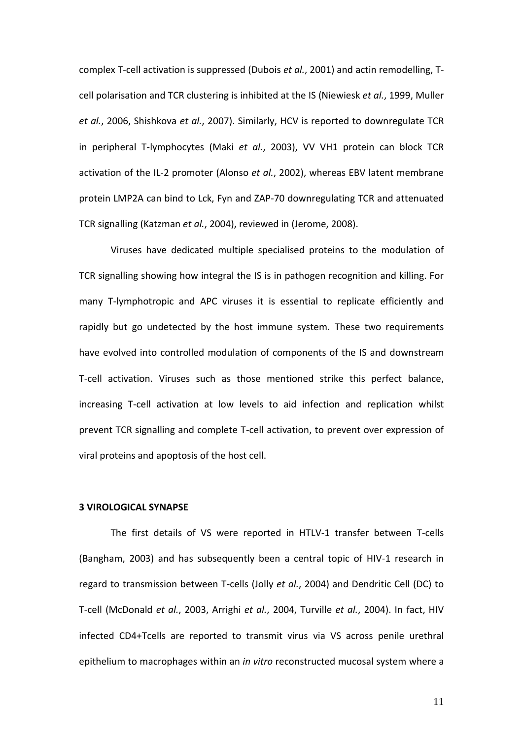complex T-cell activation is suppressed (Dubois *et al.*, 2001) and actin remodelling, T-cell polarisation and TCR clustering is inhibited at the IS (Niewiesk *et al.*, 1999, Muller *et al.*, 2006, Shishkova *et al.*, 2007). Similarly, HCV is reported to downregulate TCR in peripheral T-lymphocytes (Maki *et al.*, 2003), VV VH1 protein can block TCR activation of the IL-2 promoter (Alonso *et al.*, 2002), whereas EBV latent membrane protein LMP2A can bind to Lck, Fyn and ZAP-70 downregulating TCR and attenuated TCR signalling (Katzman *et al.*, 2004), reviewed in (Jerome, 2008).

Viruses have dedicated multiple specialised proteins to the modulation of TCR signalling showing how integral the IS is in pathogen recognition and killing. For many T-lymphotropic and APC viruses it is essential to replicate efficiently and rapidly but go undetected by the host immune system. These two requirements have evolved into controlled modulation of components of the IS and downstream T-cell activation. Viruses such as those mentioned strike this perfect balance, increasing T-cell activation at low levels to aid infection and replication whilst prevent TCR signalling and complete T-cell activation, to prevent over expression of viral proteins and apoptosis of the host cell.

## 3 VIROLOGICAL SYNAPSE

The first details of VS were reported in HTLV-1 transfer between T-cells (Bangham, 2003) and has subsequently been a central topic of HIV-1 research in regard to transmission between T-cells (Jolly *et al.*, 2004) and Dendritic Cell (DC) to T-cell (McDonald *et al.*, 2003, Arrighi *et al.*, 2004, Turville *et al.*, 2004). In fact, HIV infected CD4+Tcells are reported to transmit virus via VS across penile urethral epithelium to macrophages within an *in vitro* reconstructed mucosal system where a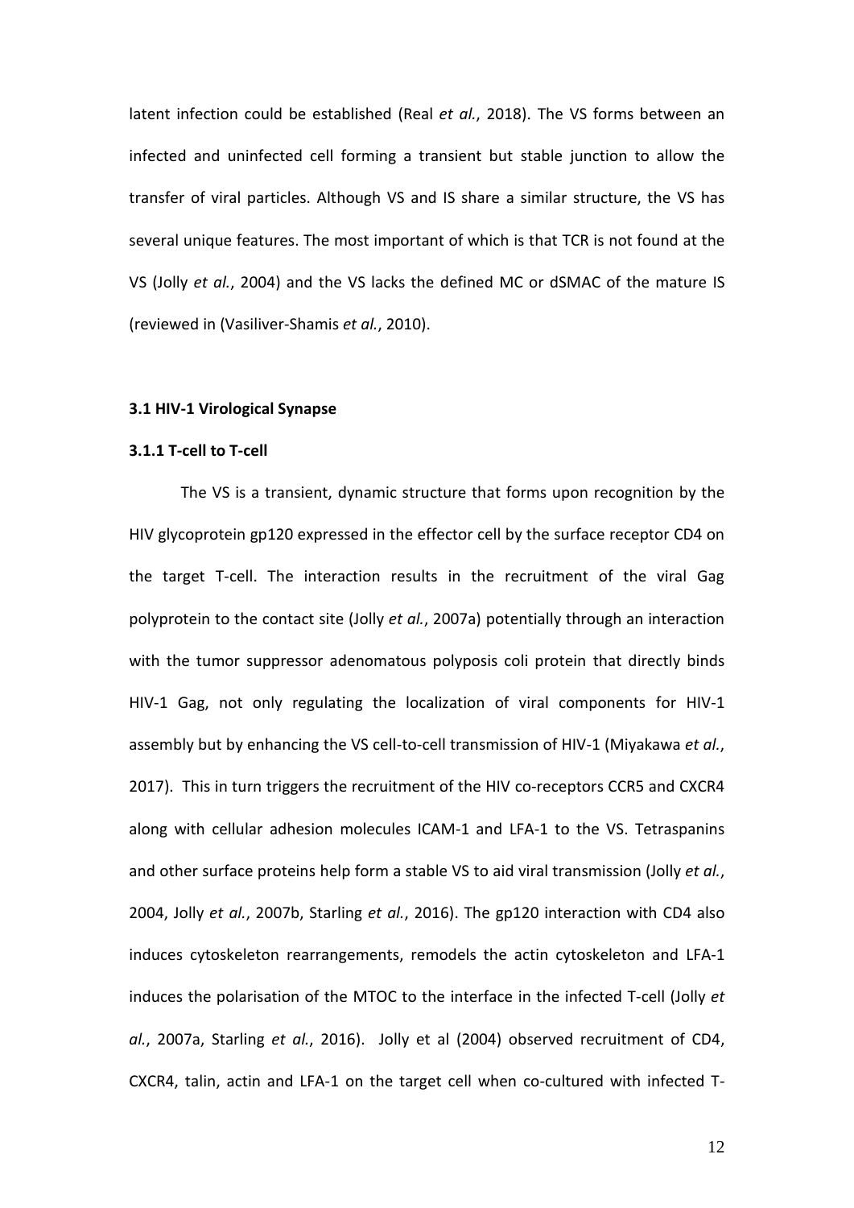latent infection could be established (Real *et al.*, 2018). The VS forms between an infected and uninfected cell forming a transient but stable junction to allow the transfer of viral particles. Although VS and IS share a similar structure, the VS has several unique features. The most important of which is that TCR is not found at the VS (Jolly *et al.*, 2004) and the VS lacks the defined MC or dSMAC of the mature IS (reviewed in (Vasiliver-Shamis *et al.*, 2010).

### 3.1 HIV-1 Virological Synapse

#### 3.1.1 T-cell to T-cell

The VS is a transient, dynamic structure that forms upon recognition by the HIV glycoprotein gp120 expressed in the effector cell by the surface receptor CD4 on the target T-cell. The interaction results in the recruitment of the viral Gag polyprotein to the contact site (Jolly *et al.*, 2007a) potentially through an interaction with the tumor suppressor adenomatous polyposis coli protein that directly binds HIV-1 Gag, not only regulating the localization of viral components for HIV-1 assembly but by enhancing the VS cell-to-cell transmission of HIV-1 (Miyakawa *et al.*, 2017). This in turn triggers the recruitment of the HIV co-receptors CCR5 and CXCR4 along with cellular adhesion molecules ICAM-1 and LFA-1 to the VS. Tetraspanins and other surface proteins help form a stable VS to aid viral transmission (Jolly *et al.*, 2004, Jolly *et al.*, 2007b, Starling *et al.*, 2016). The gp120 interaction with CD4 also induces cytoskeleton rearrangements, remodels the actin cytoskeleton and LFA-1 induces the polarisation of the MTOC to the interface in the infected T-cell (Jolly *et al.*, 2007a, Starling *et al.*, 2016). Jolly et al (2004) observed recruitment of CD4, CXCR4, talin, actin and LFA-1 on the target cell when co-cultured with infected T-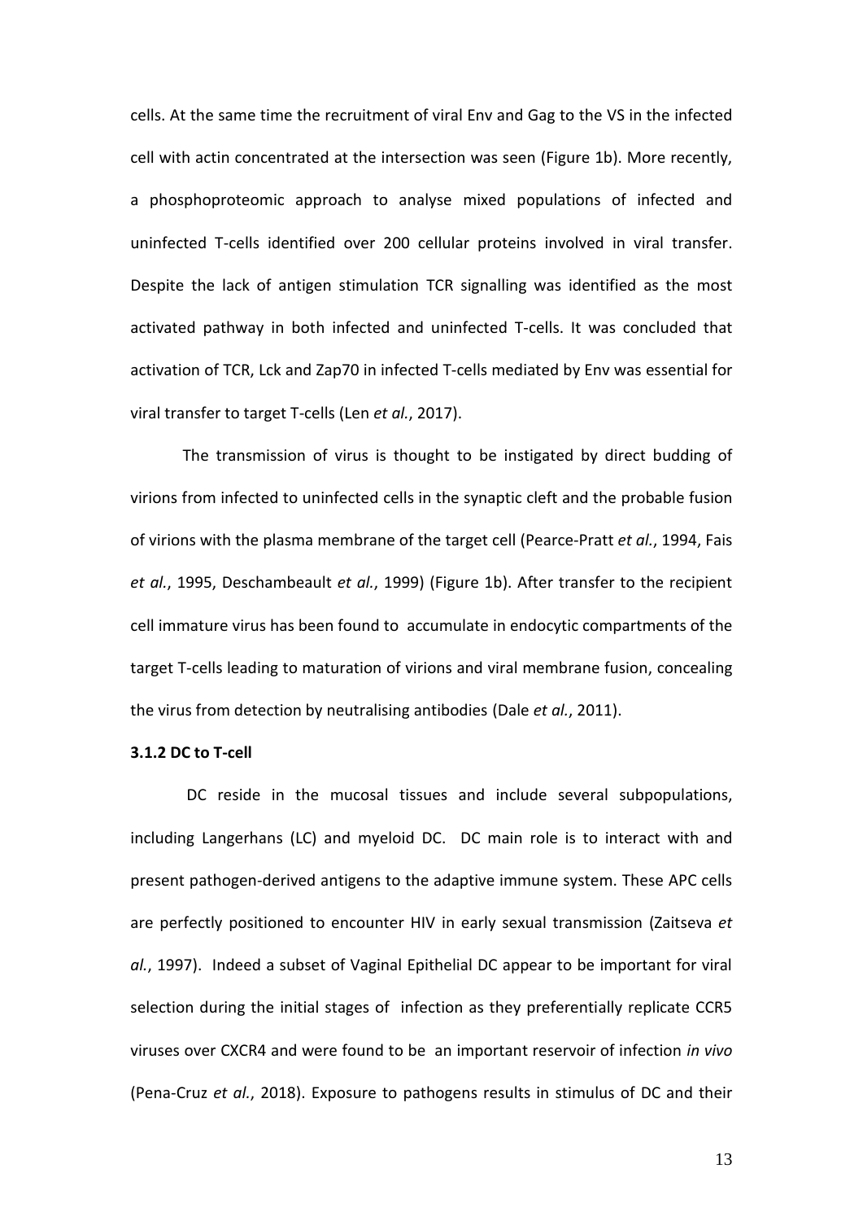cells. At the same time the recruitment of viral Env and Gag to the VS in the infected cell with actin concentrated at the intersection was seen (Figure 1b). More recently, a phosphoproteomic approach to analyse mixed populations of infected and uninfected T-cells identified over 200 cellular proteins involved in viral transfer. Despite the lack of antigen stimulation TCR signalling was identified as the most activated pathway in both infected and uninfected T-cells. It was concluded that activation of TCR, Lck and Zap70 in infected T-cells mediated by Env was essential for viral transfer to target T-cells (Len *et al.*, 2017).

The transmission of virus is thought to be instigated by direct budding of virions from infected to uninfected cells in the synaptic cleft and the probable fusion of virions with the plasma membrane of the target cell (Pearce-Pratt *et al.*, 1994, Fais *et al.*, 1995, Deschambeault *et al.*, 1999) (Figure 1b). After transfer to the recipient cell immature virus has been found to accumulate in endocytic compartments of the target T-cells leading to maturation of virions and viral membrane fusion, concealing the virus from detection by neutralising antibodies (Dale *et al.*, 2011).

**3.1.2 DC to T-cell**

DC reside in the mucosal tissues and include several subpopulations, including Langerhans (LC) and myeloid DC. DC main role is to interact with and present pathogen-derived antigens to the adaptive immune system. These APC cells are perfectly positioned to encounter HIV in early sexual transmission (Zaitseva *et al.*, 1997). Indeed a subset of Vaginal Epithelial DC appear to be important for viral selection during the initial stages of infection as they preferentially replicate CCR5 viruses over CXCR4 and were found to be an important reservoir of infection *in vivo* (Pena-Cruz *et al.*, 2018). Exposure to pathogens results in stimulus of DC and their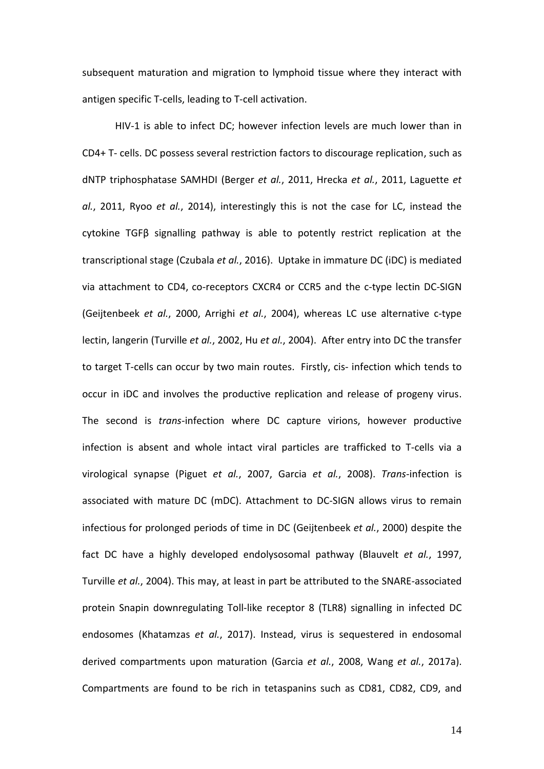subsequent maturation and migration to lymphoid tissue where they interact with antigen specific T-cells, leading to T-cell activation.

HIV-1 is able to infect DC; however infection levels are much lower than in CD4+ T- cells. DC possess several restriction factors to discourage replication, such as dNTP triphosphatase SAMHDI (Berger *et al.*, 2011, Hrecka *et al.*, 2011, Laguette *et al.*, 2011, Ryoo *et al.*, 2014), interestingly this is not the case for LC, instead the cytokine TGFβ signalling pathway is able to potently restrict replication at the transcriptional stage (Czubala *et al.*, 2016). Uptake in immature DC (iDC) is mediated via attachment to CD4, co-receptors CXCR4 or CCR5 and the c-type lectin DC-SIGN (Geijtenbeek *et al.*, 2000, Arrighi *et al.*, 2004), whereas LC use alternative c-type lectin, langerin (Turville *et al.*, 2002, Hu *et al.*, 2004). After entry into DC the transfer to target T-cells can occur by two main routes. Firstly, cis- infection which tends to occur in iDC and involves the productive replication and release of progeny virus. The second is *trans*-infection where DC capture virions, however productive infection is absent and whole intact viral particles are trafficked to T-cells via a virological synapse (Piguet *et al.*, 2007, Garcia *et al.*, 2008). *Trans*-infection is associated with mature DC (mDC). Attachment to DC-SIGN allows virus to remain infectious for prolonged periods of time in DC (Geijtenbeek *et al.*, 2000) despite the fact DC have a highly developed endolysosomal pathway (Blauvelt *et al.*, 1997, Turville *et al.*, 2004). This may, at least in part be attributed to the SNARE-associated protein Snapin downregulating Toll-like receptor 8 (TLR8) signalling in infected DC endosomes (Khatamzas *et al.*, 2017). Instead, virus is sequestered in endosomal derived compartments upon maturation (Garcia *et al.*, 2008, Wang *et al.*, 2017a). Compartments are found to be rich in tetaspanins such as CD81, CD82, CD9, and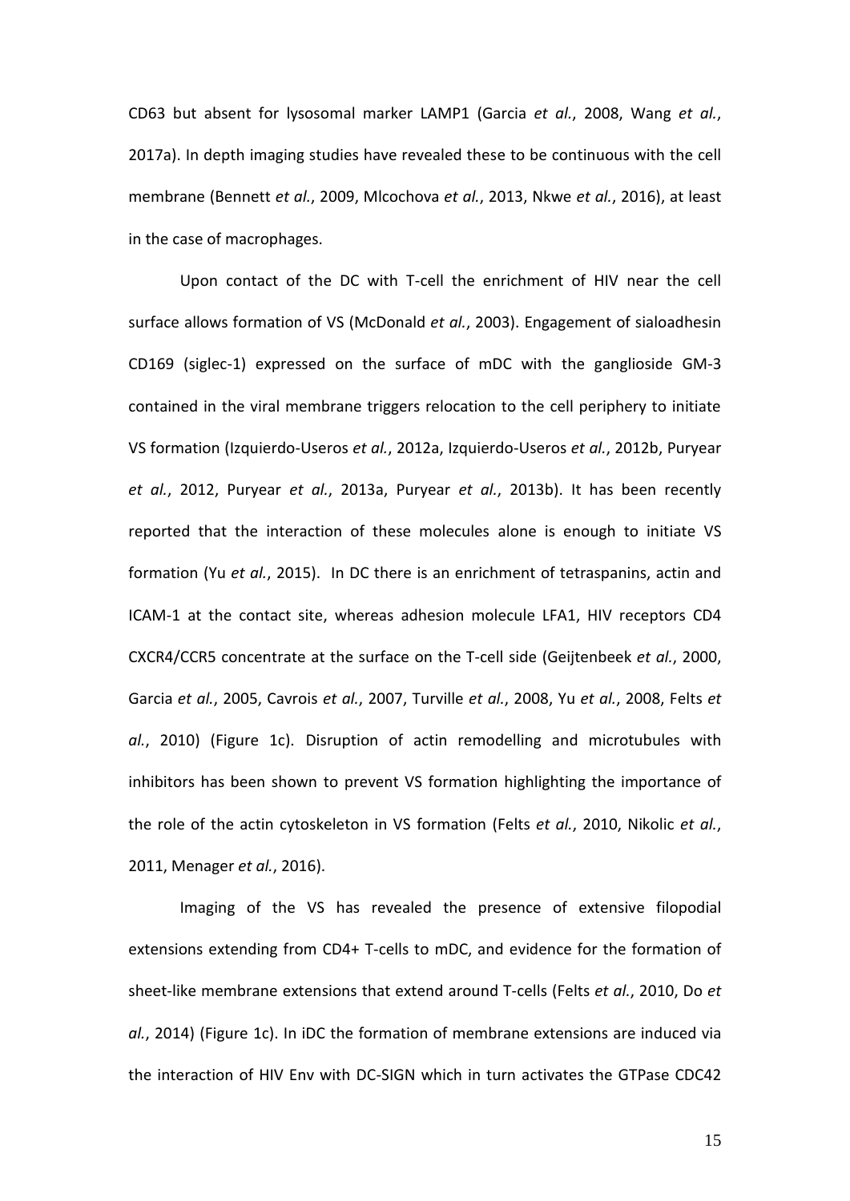CD63 but absent for lysosomal marker LAMP1 (Garcia *et al.*, 2008, Wang *et al.*, 2017a). In depth imaging studies have revealed these to be continuous with the cell membrane (Bennett *et al.*, 2009, Mlcochova *et al.*, 2013, Nkwe *et al.*, 2016), at least in the case of macrophages.

Upon contact of the DC with T-cell the enrichment of HIV near the cell surface allows formation of VS (McDonald *et al.*, 2003). Engagement of sialoadhesin CD169 (siglec-1) expressed on the surface of mDC with the ganglioside GM-3 contained in the viral membrane triggers relocation to the cell periphery to initiate VS formation (Izquierdo-Useros *et al.*, 2012a, Izquierdo-Useros *et al.*, 2012b, Puryear *et al.*, 2012, Puryear *et al.*, 2013a, Puryear *et al.*, 2013b). It has been recently reported that the interaction of these molecules alone is enough to initiate VS formation (Yu *et al.*, 2015). In DC there is an enrichment of tetraspanins, actin and ICAM-1 at the contact site, whereas adhesion molecule LFA1, HIV receptors CD4 CXCR4/CCR5 concentrate at the surface on the T-cell side (Geijtenbeek *et al.*, 2000, Garcia *et al.*, 2005, Cavrois *et al.*, 2007, Turville *et al.*, 2008, Yu *et al.*, 2008, Felts *et al.*, 2010) (Figure 1c). Disruption of actin remodelling and microtubules with inhibitors has been shown to prevent VS formation highlighting the importance of the role of the actin cytoskeleton in VS formation (Felts *et al.*, 2010, Nikolic *et al.*, 2011, Menager *et al.*, 2016).

Imaging of the VS has revealed the presence of extensive filopodial extensions extending from CD4+ T-cells to mDC, and evidence for the formation of sheet-like membrane extensions that extend around T-cells (Felts *et al.*, 2010, Do *et al.*, 2014) (Figure 1c). In iDC the formation of membrane extensions are induced via the interaction of HIV Env with DC-SIGN which in turn activates the GTPase CDC42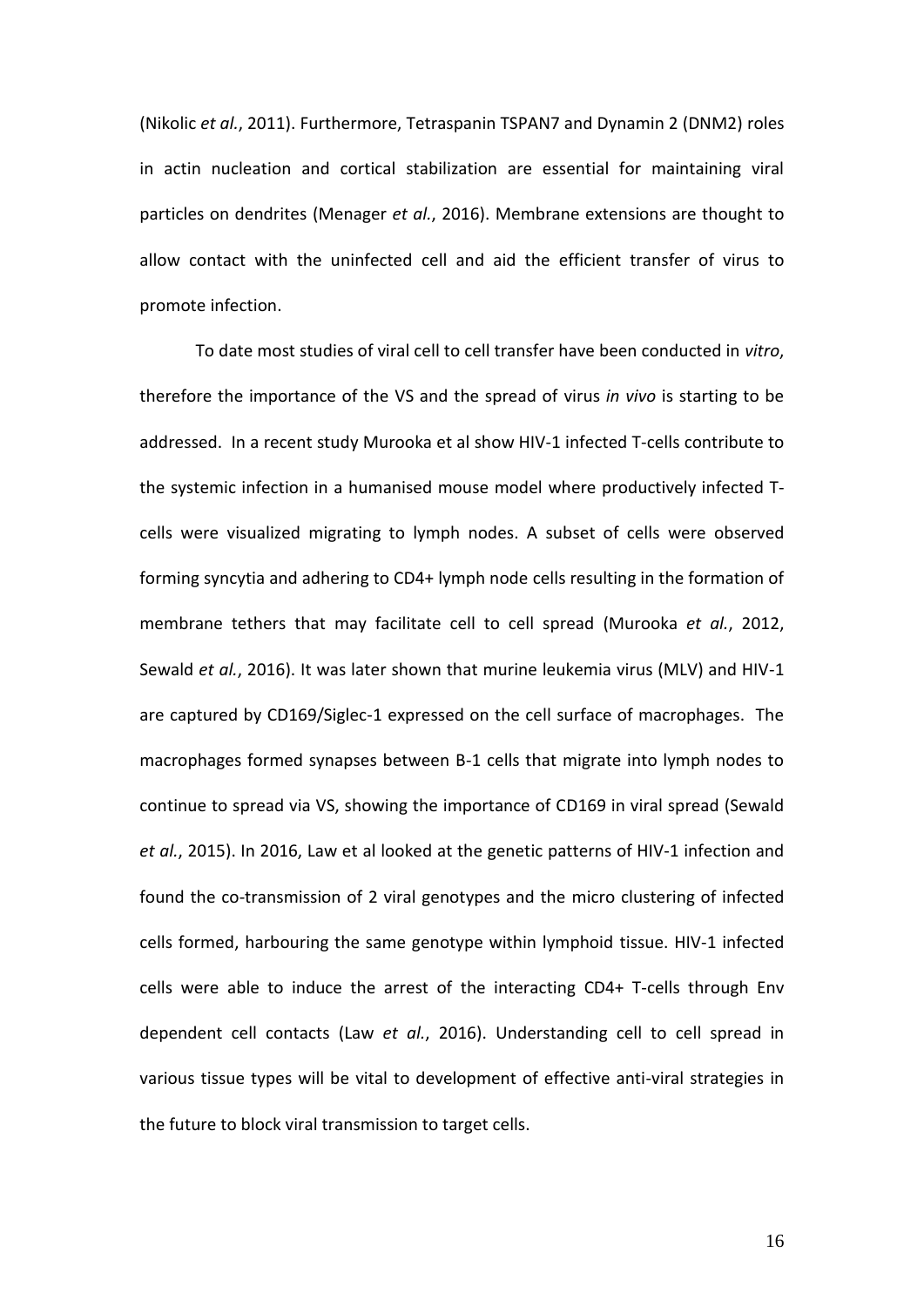(Nikolic *et al.*, 2011). Furthermore, Tetraspanin TSPAN7 and Dynamin 2 (DNM2) roles in actin nucleation and cortical stabilization are essential for maintaining viral particles on dendrites (Menager *et al.*, 2016). Membrane extensions are thought to allow contact with the uninfected cell and aid the efficient transfer of virus to promote infection.

To date most studies of viral cell to cell transfer have been conducted in *vitro*, therefore the importance of the VS and the spread of virus *in vivo* is starting to be addressed. In a recent study Murooka et al show HIV-1 infected T-cells contribute to the systemic infection in a humanised mouse model where productively infected T-cells were visualized migrating to lymph nodes. A subset of cells were observed forming syncytia and adhering to CD4+ lymph node cells resulting in the formation of membrane tethers that may facilitate cell to cell spread (Murooka *et al.*, 2012, Sewald *et al.*, 2016). It was later shown that murine leukemia virus (MLV) and HIV-1 are captured by CD169/Siglec-1 expressed on the cell surface of macrophages. The macrophages formed synapses between B-1 cells that migrate into lymph nodes to continue to spread via VS, showing the importance of CD169 in viral spread (Sewald *et al.*, 2015). In 2016, Law et al looked at the genetic patterns of HIV-1 infection and found the co-transmission of 2 viral genotypes and the micro clustering of infected cells formed, harbouring the same genotype within lymphoid tissue. HIV-1 infected cells were able to induce the arrest of the interacting CD4+ T-cells through Env dependent cell contacts (Law *et al.*, 2016). Understanding cell to cell spread in various tissue types will be vital to development of effective anti-viral strategies in the future to block viral transmission to target cells.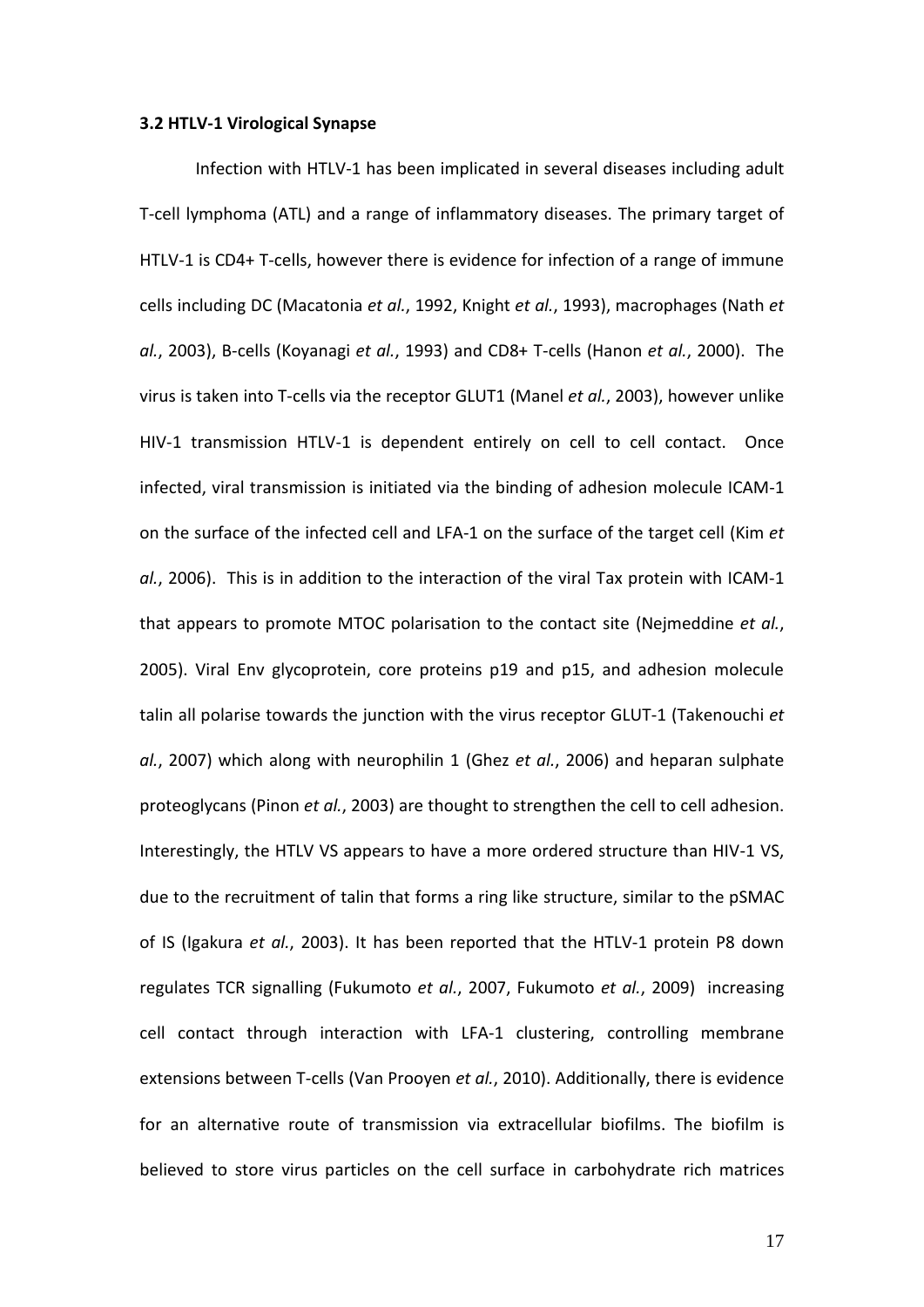**3.2 HTLV-1 Virological Synapse**

Infection with HTLV-1 has been implicated in several diseases including adult T-cell lymphoma (ATL) and a range of inflammatory diseases. The primary target of HTLV-1 is CD4+ T-cells, however there is evidence for infection of a range of immune cells including DC (Macatonia *et al.*, 1992, Knight *et al.*, 1993), macrophages (Nath *et al.*, 2003), B-cells (Koyanagi *et al.*, 1993) and CD8+ T-cells (Hanon *et al.*, 2000). The virus is taken into T-cells via the receptor GLUT1 (Manel *et al.*, 2003), however unlike HIV-1 transmission HTLV-1 is dependent entirely on cell to cell contact. Once infected, viral transmission is initiated via the binding of adhesion molecule ICAM-1 on the surface of the infected cell and LFA-1 on the surface of the target cell (Kim *et al.*, 2006). This is in addition to the interaction of the viral Tax protein with ICAM-1 that appears to promote MTOC polarisation to the contact site (Nejmeddine *et al.*, 2005). Viral Env glycoprotein, core proteins p19 and p15, and adhesion molecule talin all polarise towards the junction with the virus receptor GLUT-1 (Takenouchi *et al.*, 2007) which along with neurophilin 1 (Ghez *et al.*, 2006) and heparan sulphate proteoglycans (Pinon *et al.*, 2003) are thought to strengthen the cell to cell adhesion. Interestingly, the HTLV VS appears to have a more ordered structure than HIV-1 VS, due to the recruitment of talin that forms a ring like structure, similar to the pSMAC of IS (Igakura *et al.*, 2003). It has been reported that the HTLV-1 protein P8 down regulates TCR signalling (Fukumoto *et al.*, 2007, Fukumoto *et al.*, 2009) increasing cell contact through interaction with LFA-1 clustering, controlling membrane extensions between T-cells (Van Prooyen *et al.*, 2010). Additionally, there is evidence for an alternative route of transmission via extracellular biofilms. The biofilm is believed to store virus particles on the cell surface in carbohydrate rich matrices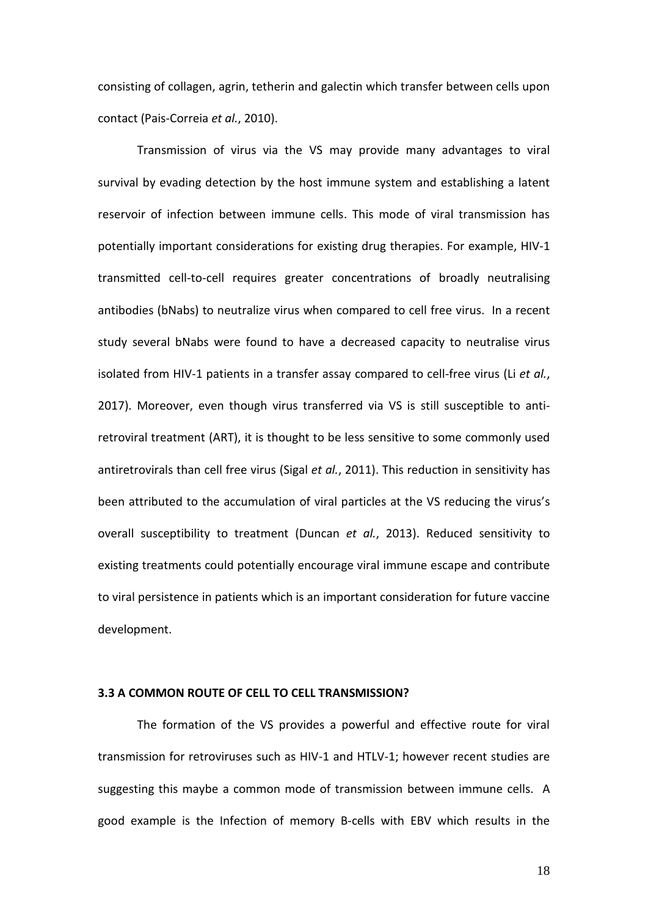consisting of collagen, agrin, tetherin and galectin which transfer between cells upon contact (Pais-Correia *et al.*, 2010).

Transmission of virus via the VS may provide many advantages to viral survival by evading detection by the host immune system and establishing a latent reservoir of infection between immune cells. This mode of viral transmission has potentially important considerations for existing drug therapies. For example, HIV-1 transmitted cell-to-cell requires greater concentrations of broadly neutralising antibodies (bNabs) to neutralize virus when compared to cell free virus. In a recent study several bNabs were found to have a decreased capacity to neutralise virus isolated from HIV-1 patients in a transfer assay compared to cell-free virus (Li *et al.*, 2017). Moreover, even though virus transferred via VS is still susceptible to anti-retroviral treatment (ART), it is thought to be less sensitive to some commonly used antiretrovirals than cell free virus (Sigal *et al.*, 2011). This reduction in sensitivity has been attributed to the accumulation of viral particles at the VS reducing the virus's overall susceptibility to treatment (Duncan *et al.*, 2013). Reduced sensitivity to existing treatments could potentially encourage viral immune escape and contribute to viral persistence in patients which is an important consideration for future vaccine development.

### 3.3 A COMMON ROUTE OF CELL TO CELL TRANSMISSION?

The formation of the VS provides a powerful and effective route for viral transmission for retroviruses such as HIV-1 and HTLV-1; however recent studies are suggesting this maybe a common mode of transmission between immune cells. A good example is the Infection of memory B-cells with EBV which results in the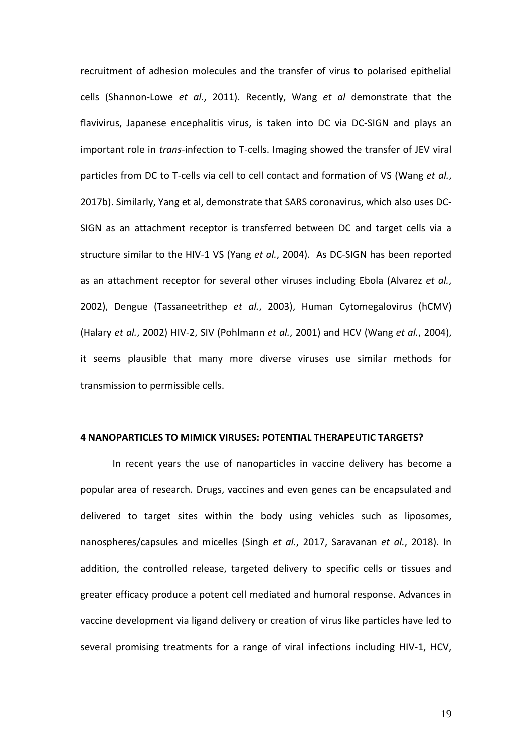recruitment of adhesion molecules and the transfer of virus to polarised epithelial cells (Shannon-Lowe *et al.*, 2011). Recently, Wang *et al* demonstrate that the flavivirus, Japanese encephalitis virus, is taken into DC via DC-SIGN and plays an important role in *trans*-infection to T-cells. Imaging showed the transfer of JEV viral particles from DC to T-cells via cell to cell contact and formation of VS (Wang *et al.*, 2017b). Similarly, Yang et al, demonstrate that SARS coronavirus, which also uses DC-SIGN as an attachment receptor is transferred between DC and target cells via a structure similar to the HIV-1 VS (Yang *et al.*, 2004). As DC-SIGN has been reported as an attachment receptor for several other viruses including Ebola (Alvarez *et al.*, 2002), Dengue (Tassaneetrithep *et al.*, 2003), Human Cytomegalovirus (hCMV) (Halary *et al.*, 2002) HIV-2, SIV (Pohlmann *et al.*, 2001) and HCV (Wang *et al.*, 2004), it seems plausible that many more diverse viruses use similar methods for transmission to permissible cells.

## 4 NANOPARTICLES TO MIMICK VIRUSES: POTENTIAL THERAPEUTIC TARGETS?

In recent years the use of nanoparticles in vaccine delivery has become a popular area of research. Drugs, vaccines and even genes can be encapsulated and delivered to target sites within the body using vehicles such as liposomes, nanospheres/capsules and micelles (Singh *et al.*, 2017, Saravanan *et al.*, 2018). In addition, the controlled release, targeted delivery to specific cells or tissues and greater efficacy produce a potent cell mediated and humoral response. Advances in vaccine development via ligand delivery or creation of virus like particles have led to several promising treatments for a range of viral infections including HIV-1, HCV,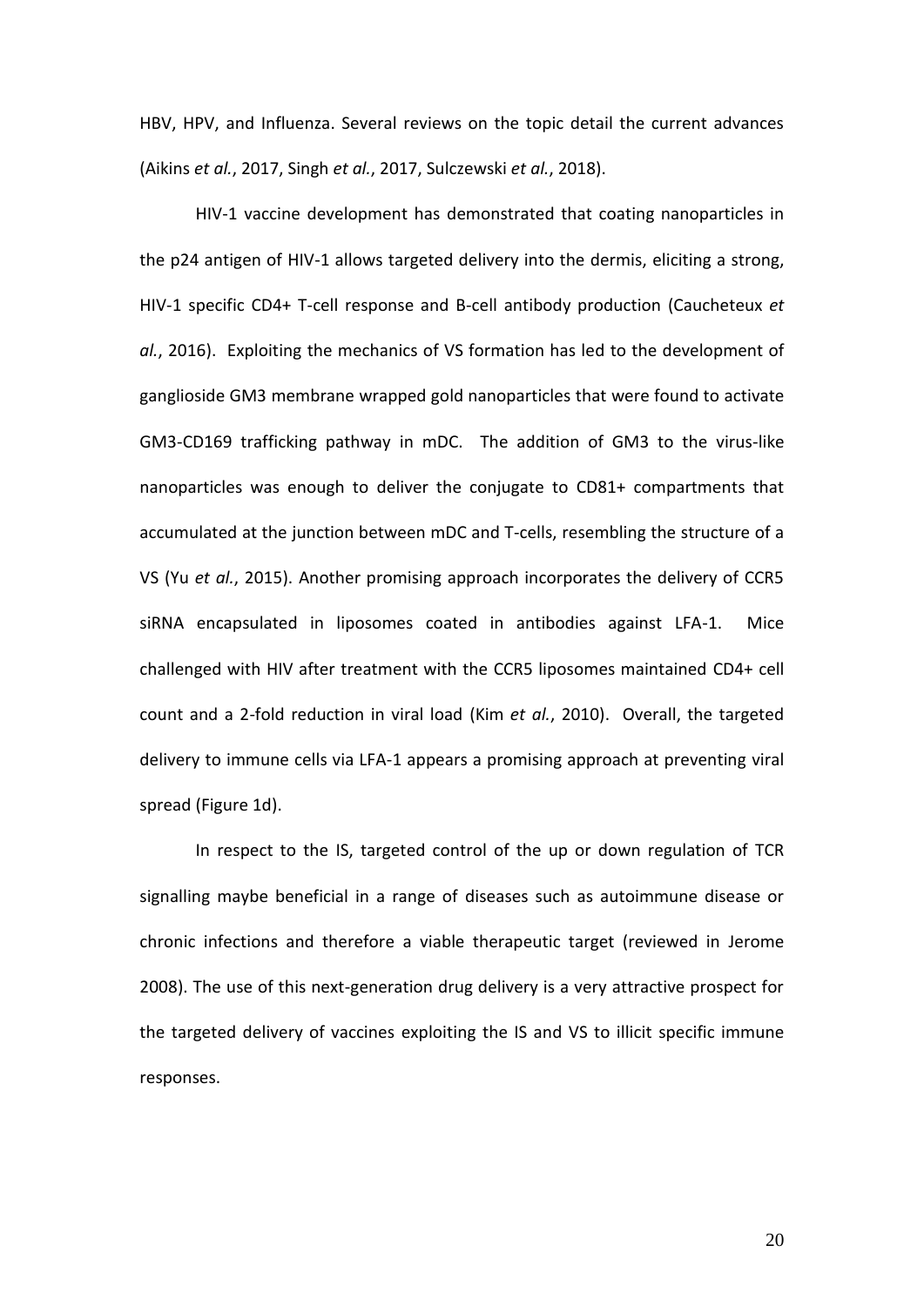HBV, HPV, and Influenza. Several reviews on the topic detail the current advances (Aikins *et al.*, 2017, Singh *et al.*, 2017, Sulczewski *et al.*, 2018).

HIV-1 vaccine development has demonstrated that coating nanoparticles in the p24 antigen of HIV-1 allows targeted delivery into the dermis, eliciting a strong, HIV-1 specific CD4+ T-cell response and B-cell antibody production (Caucheteux *et al.*, 2016). Exploiting the mechanics of VS formation has led to the development of ganglioside GM3 membrane wrapped gold nanoparticles that were found to activate GM3-CD169 trafficking pathway in mDC. The addition of GM3 to the virus-like nanoparticles was enough to deliver the conjugate to CD81+ compartments that accumulated at the junction between mDC and T-cells, resembling the structure of a VS (Yu *et al.*, 2015). Another promising approach incorporates the delivery of CCR5 siRNA encapsulated in liposomes coated in antibodies against LFA-1. Mice challenged with HIV after treatment with the CCR5 liposomes maintained CD4+ cell count and a 2-fold reduction in viral load (Kim *et al.*, 2010). Overall, the targeted delivery to immune cells via LFA-1 appears a promising approach at preventing viral spread (Figure 1d).

In respect to the IS, targeted control of the up or down regulation of TCR signalling maybe beneficial in a range of diseases such as autoimmune disease or chronic infections and therefore a viable therapeutic target (reviewed in Jerome 2008). The use of this next-generation drug delivery is a very attractive prospect for the targeted delivery of vaccines exploiting the IS and VS to illicit specific immune responses.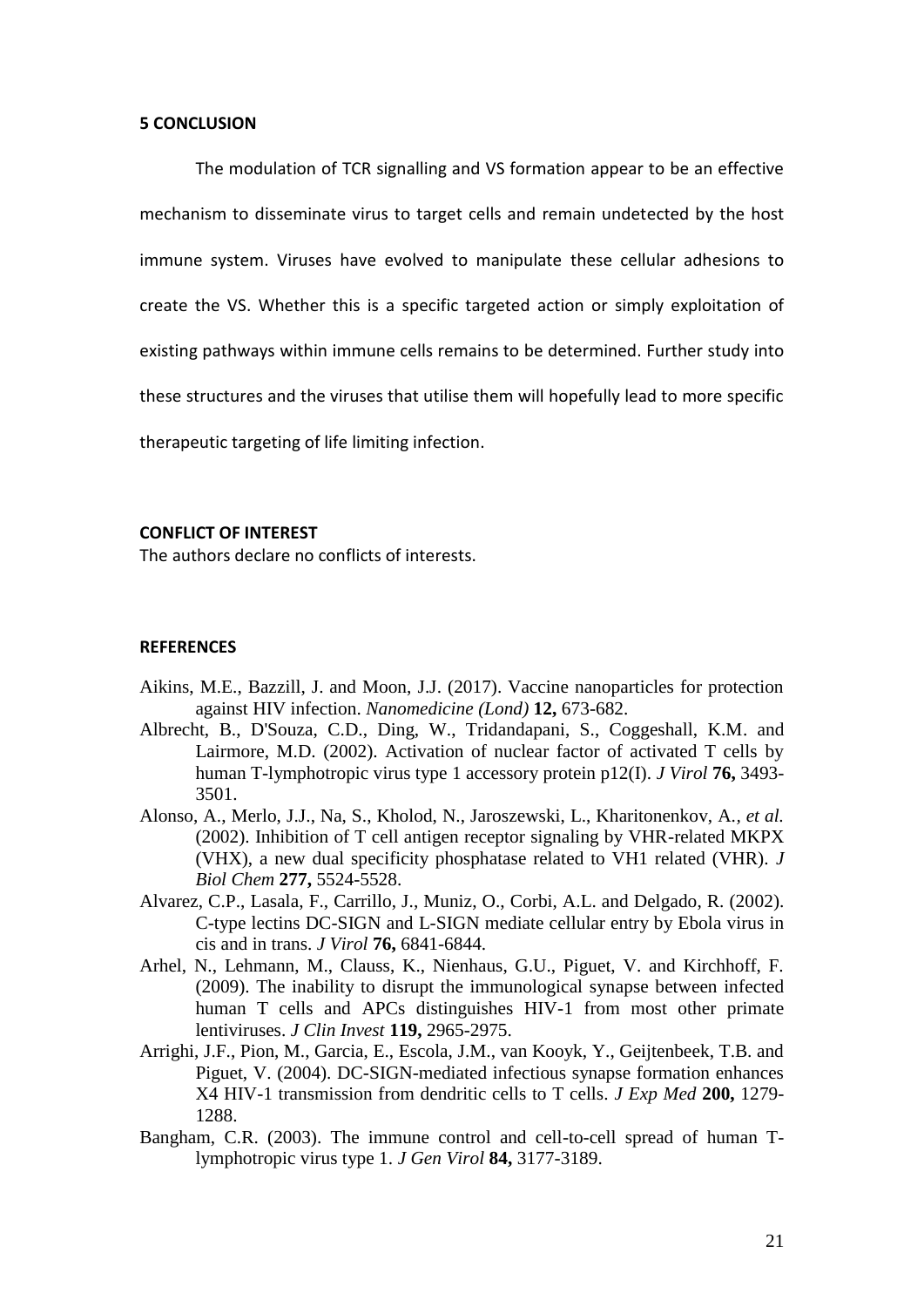## 5 CONCLUSION

The modulation of TCR signalling and VS formation appear to be an effective mechanism to disseminate virus to target cells and remain undetected by the host immune system. Viruses have evolved to manipulate these cellular adhesions to create the VS. Whether this is a specific targeted action or simply exploitation of existing pathways within immune cells remains to be determined. Further study into these structures and the viruses that utilise them will hopefully lead to more specific therapeutic targeting of life limiting infection.

## CONFLICT OF INTEREST

The authors declare no conflicts of interests.

## REFERENCES

Aikins, M.E., Bazzill, J. and Moon, J.J. (2017). Vaccine nanoparticles for protection against HIV infection. *Nanomedicine (Lond)* **12,** 673-682.

Albrecht, B., D'Souza, C.D., Ding, W., Tridandapani, S., Coggeshall, K.M. and Lairmore, M.D. (2002). Activation of nuclear factor of activated T cells by human T-lymphotropic virus type 1 accessory protein p12(I). *J Virol* **76,** 3493-3501.

Alonso, A., Merlo, J.J., Na, S., Kholod, N., Jaroszewski, L., Kharitonenkov, A., *et al.* (2002). Inhibition of T cell antigen receptor signaling by VHR-related MKPX (VHX), a new dual specificity phosphatase related to VH1 related (VHR). *J Biol Chem* **277,** 5524-5528.

Alvarez, C.P., Lasala, F., Carrillo, J., Muniz, O., Corbi, A.L. and Delgado, R. (2002). C-type lectins DC-SIGN and L-SIGN mediate cellular entry by Ebola virus in cis and in trans. *J Virol* **76,** 6841-6844.

Arhel, N., Lehmann, M., Clauss, K., Nienhaus, G.U., Piguet, V. and Kirchhoff, F. (2009). The inability to disrupt the immunological synapse between infected human T cells and APCs distinguishes HIV-1 from most other primate lentiviruses. *J Clin Invest* **119,** 2965-2975.

Arrighi, J.F., Pion, M., Garcia, E., Escola, J.M., van Kooyk, Y., Geijtenbeek, T.B. and Piguet, V. (2004). DC-SIGN-mediated infectious synapse formation enhances X4 HIV-1 transmission from dendritic cells to T cells. *J Exp Med* **200,** 1279-1288.

Bangham, C.R. (2003). The immune control and cell-to-cell spread of human T-lymphotropic virus type 1. *J Gen Virol* **84,** 3177-3189.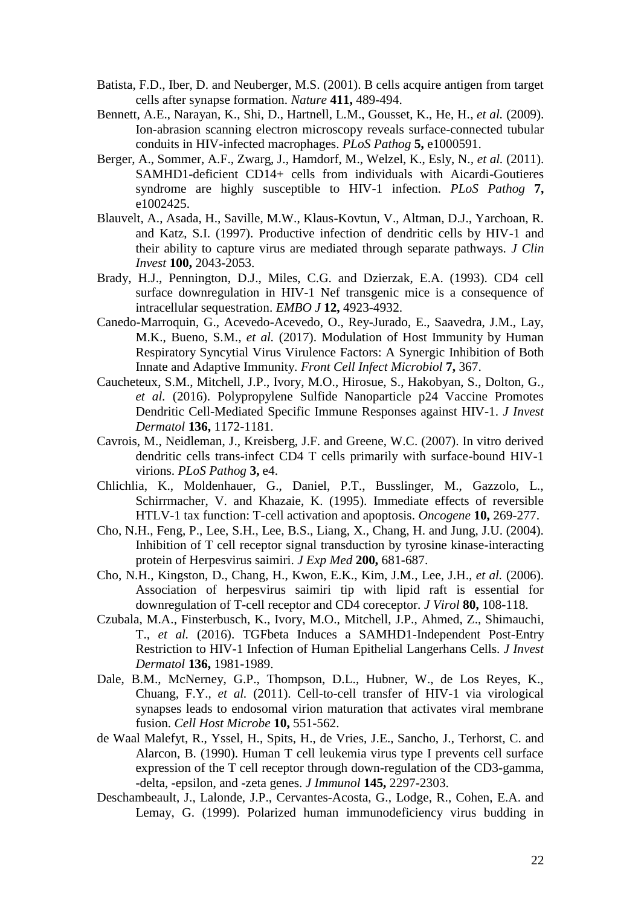Batista, F.D., Iber, D. and Neuberger, M.S. (2001). B cells acquire antigen from target cells after synapse formation. *Nature* **411,** 489-494.

Bennett, A.E., Narayan, K., Shi, D., Hartnell, L.M., Gousset, K., He, H., *et al.* (2009). Ion-abrasion scanning electron microscopy reveals surface-connected tubular conduits in HIV-infected macrophages. *PLoS Pathog* **5,** e1000591.

Berger, A., Sommer, A.F., Zwarg, J., Hamdorf, M., Welzel, K., Esly, N., *et al.* (2011). SAMHD1-deficient CD14+ cells from individuals with Aicardi-Goutieres syndrome are highly susceptible to HIV-1 infection. *PLoS Pathog* **7,** e1002425.

Blauvelt, A., Asada, H., Saville, M.W., Klaus-Kovtun, V., Altman, D.J., Yarchoan, R. and Katz, S.I. (1997). Productive infection of dendritic cells by HIV-1 and their ability to capture virus are mediated through separate pathways. *J Clin Invest* **100,** 2043-2053.

Brady, H.J., Pennington, D.J., Miles, C.G. and Dzierzak, E.A. (1993). CD4 cell surface downregulation in HIV-1 Nef transgenic mice is a consequence of intracellular sequestration. *EMBO J* **12,** 4923-4932.

Canedo-Marroquin, G., Acevedo-Acevedo, O., Rey-Jurado, E., Saavedra, J.M., Lay, M.K., Bueno, S.M., *et al.* (2017). Modulation of Host Immunity by Human Respiratory Syncytial Virus Virulence Factors: A Synergic Inhibition of Both Innate and Adaptive Immunity. *Front Cell Infect Microbiol* **7,** 367.

Caucheteux, S.M., Mitchell, J.P., Ivory, M.O., Hirosue, S., Hakobyan, S., Dolton, G., *et al.* (2016). Polypropylene Sulfide Nanoparticle p24 Vaccine Promotes Dendritic Cell-Mediated Specific Immune Responses against HIV-1. *J Invest Dermatol* **136,** 1172-1181.

Cavrois, M., Neidleman, J., Kreisberg, J.F. and Greene, W.C. (2007). In vitro derived dendritic cells trans-infect CD4 T cells primarily with surface-bound HIV-1 virions. *PLoS Pathog* **3,** e4.

Chlichlia, K., Moldenhauer, G., Daniel, P.T., Busslinger, M., Gazzolo, L., Schirrmacher, V. and Khazaie, K. (1995). Immediate effects of reversible HTLV-1 tax function: T-cell activation and apoptosis. *Oncogene* **10,** 269-277.

Cho, N.H., Feng, P., Lee, S.H., Lee, B.S., Liang, X., Chang, H. and Jung, J.U. (2004). Inhibition of T cell receptor signal transduction by tyrosine kinase-interacting protein of Herpesvirus saimiri. *J Exp Med* **200,** 681-687.

Cho, N.H., Kingston, D., Chang, H., Kwon, E.K., Kim, J.M., Lee, J.H., *et al.* (2006). Association of herpesvirus saimiri tip with lipid raft is essential for downregulation of T-cell receptor and CD4 coreceptor. *J Virol* **80,** 108-118.

Czubala, M.A., Finsterbusch, K., Ivory, M.O., Mitchell, J.P., Ahmed, Z., Shimauchi, T., *et al.* (2016). TGFbeta Induces a SAMHD1-Independent Post-Entry Restriction to HIV-1 Infection of Human Epithelial Langerhans Cells. *J Invest Dermatol* **136,** 1981-1989.

Dale, B.M., McNerney, G.P., Thompson, D.L., Hubner, W., de Los Reyes, K., Chuang, F.Y., *et al.* (2011). Cell-to-cell transfer of HIV-1 via virological synapses leads to endosomal virion maturation that activates viral membrane fusion. *Cell Host Microbe* **10,** 551-562.

de Waal Malefyt, R., Yssel, H., Spits, H., de Vries, J.E., Sancho, J., Terhorst, C. and Alarcon, B. (1990). Human T cell leukemia virus type I prevents cell surface expression of the T cell receptor through down-regulation of the CD3-gamma, -delta, -epsilon, and -zeta genes. *J Immunol* **145,** 2297-2303.

Deschambeault, J., Lalonde, J.P., Cervantes-Acosta, G., Lodge, R., Cohen, E.A. and Lemay, G. (1999). Polarized human immunodeficiency virus budding in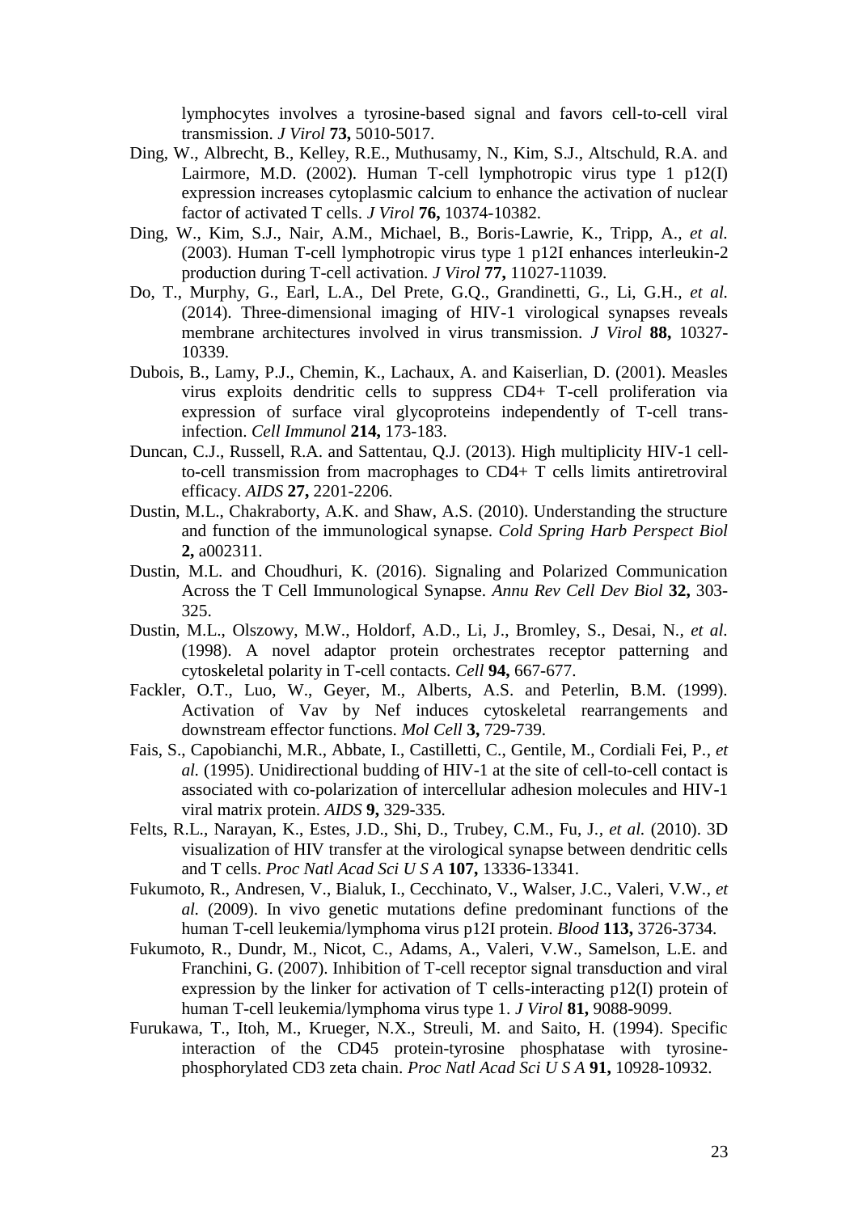lymphocytes involves a tyrosine-based signal and favors cell-to-cell viral transmission. *J Virol* **73,** 5010-5017.

Ding, W., Albrecht, B., Kelley, R.E., Muthusamy, N., Kim, S.J., Altschuld, R.A. and Lairmore, M.D. (2002). Human T-cell lymphotropic virus type 1 p12(I) expression increases cytoplasmic calcium to enhance the activation of nuclear factor of activated T cells. *J Virol* **76,** 10374-10382.

Ding, W., Kim, S.J., Nair, A.M., Michael, B., Boris-Lawrie, K., Tripp, A., *et al.* (2003). Human T-cell lymphotropic virus type 1 p12I enhances interleukin-2 production during T-cell activation. *J Virol* **77,** 11027-11039.

Do, T., Murphy, G., Earl, L.A., Del Prete, G.Q., Grandinetti, G., Li, G.H., *et al.* (2014). Three-dimensional imaging of HIV-1 virological synapses reveals membrane architectures involved in virus transmission. *J Virol* **88,** 10327-10339.

Dubois, B., Lamy, P.J., Chemin, K., Lachaux, A. and Kaiserlian, D. (2001). Measles virus exploits dendritic cells to suppress CD4+ T-cell proliferation via expression of surface viral glycoproteins independently of T-cell trans-infection. *Cell Immunol* **214,** 173-183.

Duncan, C.J., Russell, R.A. and Sattentau, Q.J. (2013). High multiplicity HIV-1 cell-to-cell transmission from macrophages to CD4+ T cells limits antiretroviral efficacy. *AIDS* **27,** 2201-2206.

Dustin, M.L., Chakraborty, A.K. and Shaw, A.S. (2010). Understanding the structure and function of the immunological synapse. *Cold Spring Harb Perspect Biol* **2,** a002311.

Dustin, M.L. and Choudhuri, K. (2016). Signaling and Polarized Communication Across the T Cell Immunological Synapse. *Annu Rev Cell Dev Biol* **32,** 303-325.

Dustin, M.L., Olszowy, M.W., Holdorf, A.D., Li, J., Bromley, S., Desai, N., *et al.* (1998). A novel adaptor protein orchestrates receptor patterning and cytoskeletal polarity in T-cell contacts. *Cell* **94,** 667-677.

Fackler, O.T., Luo, W., Geyer, M., Alberts, A.S. and Peterlin, B.M. (1999). Activation of Vav by Nef induces cytoskeletal rearrangements and downstream effector functions. *Mol Cell* **3,** 729-739.

Fais, S., Capobianchi, M.R., Abbate, I., Castilletti, C., Gentile, M., Cordiali Fei, P., *et al.* (1995). Unidirectional budding of HIV-1 at the site of cell-to-cell contact is associated with co-polarization of intercellular adhesion molecules and HIV-1 viral matrix protein. *AIDS* **9,** 329-335.

Felts, R.L., Narayan, K., Estes, J.D., Shi, D., Trubey, C.M., Fu, J., *et al.* (2010). 3D visualization of HIV transfer at the virological synapse between dendritic cells and T cells. *Proc Natl Acad Sci U S A* **107,** 13336-13341.

Fukumoto, R., Andresen, V., Bialuk, I., Cecchinato, V., Walser, J.C., Valeri, V.W., *et al.* (2009). In vivo genetic mutations define predominant functions of the human T-cell leukemia/lymphoma virus p12I protein. *Blood* **113,** 3726-3734.

Fukumoto, R., Dundr, M., Nicot, C., Adams, A., Valeri, V.W., Samelson, L.E. and Franchini, G. (2007). Inhibition of T-cell receptor signal transduction and viral expression by the linker for activation of T cells-interacting p12(I) protein of human T-cell leukemia/lymphoma virus type 1. *J Virol* **81,** 9088-9099.

Furukawa, T., Itoh, M., Krueger, N.X., Streuli, M. and Saito, H. (1994). Specific interaction of the CD45 protein-tyrosine phosphatase with tyrosine-phosphorylated CD3 zeta chain. *Proc Natl Acad Sci U S A* **91,** 10928-10932.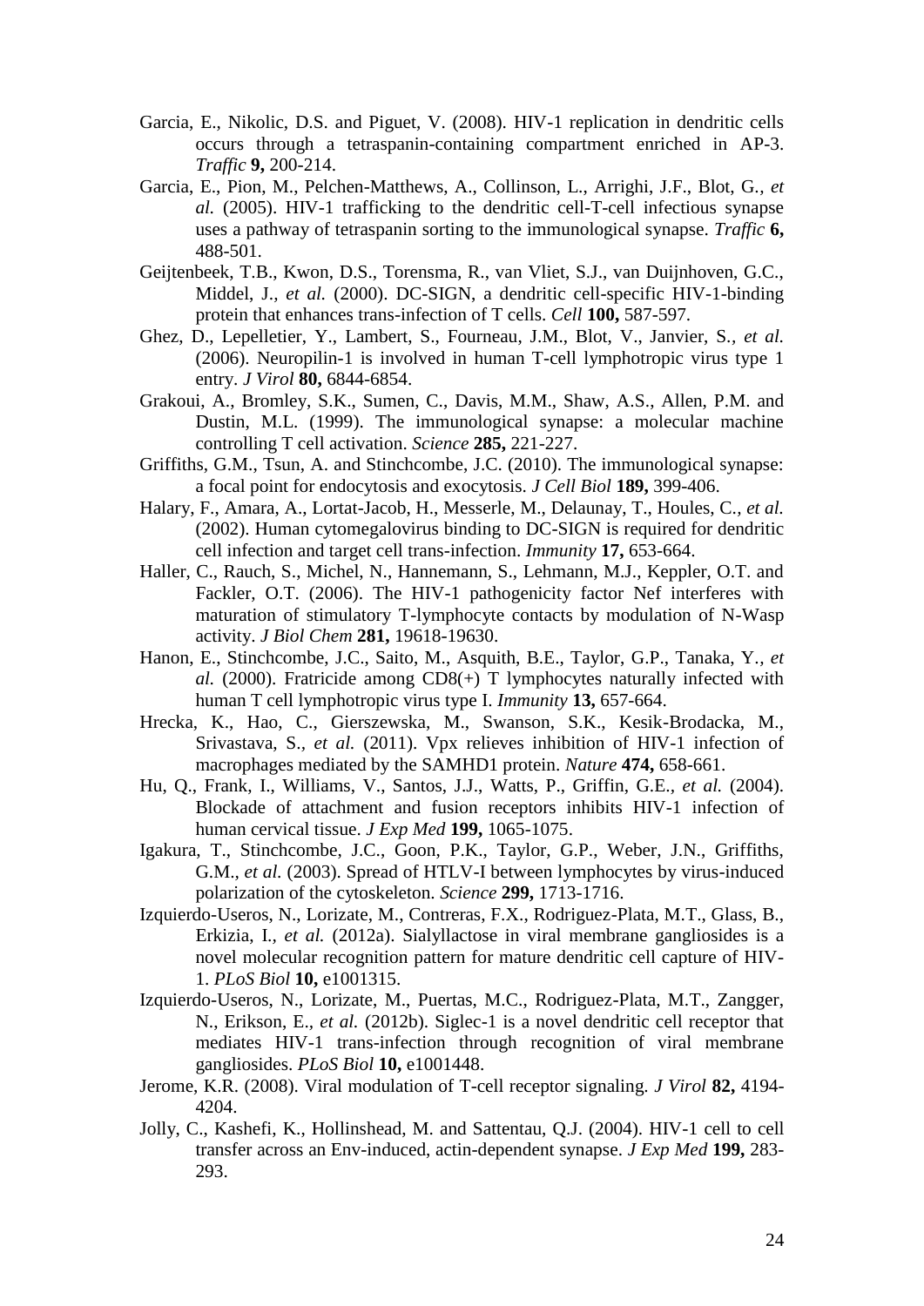Garcia, E., Nikolic, D.S. and Piguet, V. (2008). HIV-1 replication in dendritic cells occurs through a tetraspanin-containing compartment enriched in AP-3. *Traffic* **9,** 200-214.

Garcia, E., Pion, M., Pelchen-Matthews, A., Collinson, L., Arrighi, J.F., Blot, G., *et al.* (2005). HIV-1 trafficking to the dendritic cell-T-cell infectious synapse uses a pathway of tetraspanin sorting to the immunological synapse. *Traffic* **6,** 488-501.

Geijtenbeek, T.B., Kwon, D.S., Torensma, R., van Vliet, S.J., van Duijnhoven, G.C., Middel, J., *et al.* (2000). DC-SIGN, a dendritic cell-specific HIV-1-binding protein that enhances trans-infection of T cells. *Cell* **100,** 587-597.

Ghez, D., Lepelletier, Y., Lambert, S., Fourneau, J.M., Blot, V., Janvier, S., *et al.* (2006). Neuropilin-1 is involved in human T-cell lymphotropic virus type 1 entry. *J Virol* **80,** 6844-6854.

Grakoui, A., Bromley, S.K., Sumen, C., Davis, M.M., Shaw, A.S., Allen, P.M. and Dustin, M.L. (1999). The immunological synapse: a molecular machine controlling T cell activation. *Science* **285,** 221-227.

Griffiths, G.M., Tsun, A. and Stinchcombe, J.C. (2010). The immunological synapse: a focal point for endocytosis and exocytosis. *J Cell Biol* **189,** 399-406.

Halary, F., Amara, A., Lortat-Jacob, H., Messerle, M., Delaunay, T., Houles, C., *et al.* (2002). Human cytomegalovirus binding to DC-SIGN is required for dendritic cell infection and target cell trans-infection. *Immunity* **17,** 653-664.

Haller, C., Rauch, S., Michel, N., Hannemann, S., Lehmann, M.J., Keppler, O.T. and Fackler, O.T. (2006). The HIV-1 pathogenicity factor Nef interferes with maturation of stimulatory T-lymphocyte contacts by modulation of N-Wasp activity. *J Biol Chem* **281,** 19618-19630.

Hanon, E., Stinchcombe, J.C., Saito, M., Asquith, B.E., Taylor, G.P., Tanaka, Y., *et al.* (2000). Fratricide among CD8(+) T lymphocytes naturally infected with human T cell lymphotropic virus type I. *Immunity* **13,** 657-664.

Hrecka, K., Hao, C., Gierszewska, M., Swanson, S.K., Kesik-Brodacka, M., Srivastava, S., *et al.* (2011). Vpx relieves inhibition of HIV-1 infection of macrophages mediated by the SAMHD1 protein. *Nature* **474,** 658-661.

Hu, Q., Frank, I., Williams, V., Santos, J.J., Watts, P., Griffin, G.E., *et al.* (2004). Blockade of attachment and fusion receptors inhibits HIV-1 infection of human cervical tissue. *J Exp Med* **199,** 1065-1075.

Igakura, T., Stinchcombe, J.C., Goon, P.K., Taylor, G.P., Weber, J.N., Griffiths, G.M., *et al.* (2003). Spread of HTLV-I between lymphocytes by virus-induced polarization of the cytoskeleton. *Science* **299,** 1713-1716.

Izquierdo-Useros, N., Lorizate, M., Contreras, F.X., Rodriguez-Plata, M.T., Glass, B., Erkizia, I., *et al.* (2012a). Sialyllactose in viral membrane gangliosides is a novel molecular recognition pattern for mature dendritic cell capture of HIV-1. *PLoS Biol* **10,** e1001315.

Izquierdo-Useros, N., Lorizate, M., Puertas, M.C., Rodriguez-Plata, M.T., Zangger, N., Erikson, E., *et al.* (2012b). Siglec-1 is a novel dendritic cell receptor that mediates HIV-1 trans-infection through recognition of viral membrane gangliosides. *PLoS Biol* **10,** e1001448.

Jerome, K.R. (2008). Viral modulation of T-cell receptor signaling. *J Virol* **82,** 4194-4204.

Jolly, C., Kashefi, K., Hollinshead, M. and Sattentau, Q.J. (2004). HIV-1 cell to cell transfer across an Env-induced, actin-dependent synapse. *J Exp Med* **199,** 283-293.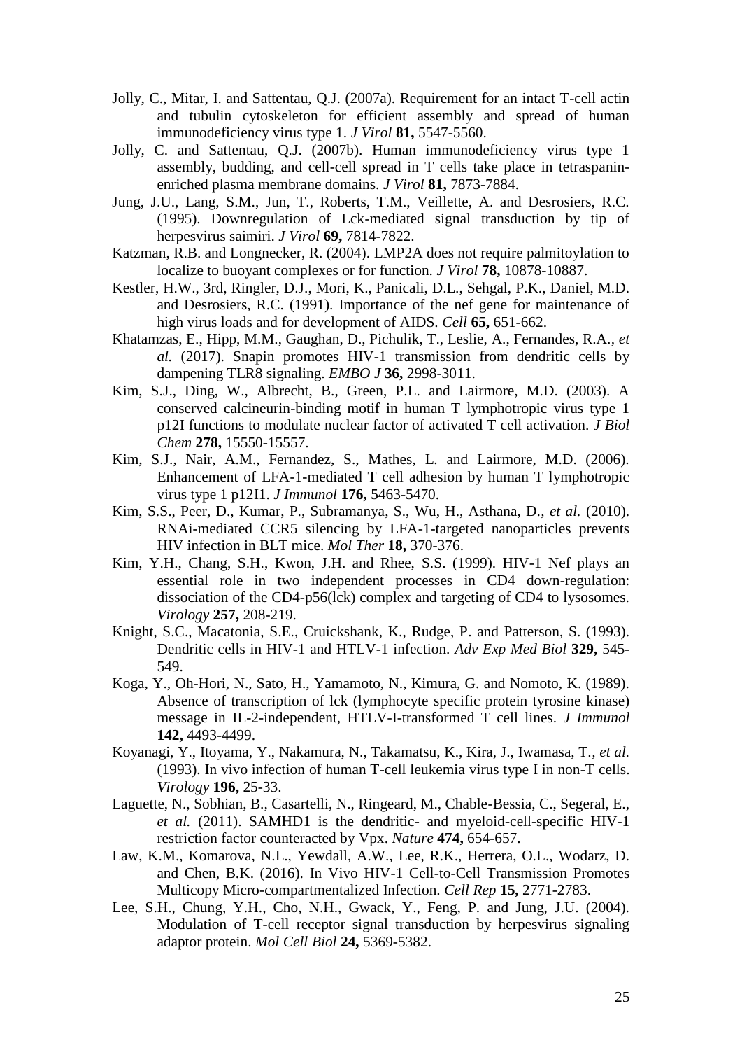Jolly, C., Mitar, I. and Sattentau, Q.J. (2007a). Requirement for an intact T-cell actin and tubulin cytoskeleton for efficient assembly and spread of human immunodeficiency virus type 1. *J Virol* **81,** 5547-5560.

Jolly, C. and Sattentau, Q.J. (2007b). Human immunodeficiency virus type 1 assembly, budding, and cell-cell spread in T cells take place in tetraspanin-enriched plasma membrane domains. *J Virol* **81,** 7873-7884.

Jung, J.U., Lang, S.M., Jun, T., Roberts, T.M., Veillette, A. and Desrosiers, R.C. (1995). Downregulation of Lck-mediated signal transduction by tip of herpesvirus saimiri. *J Virol* **69,** 7814-7822.

Katzman, R.B. and Longnecker, R. (2004). LMP2A does not require palmitoylation to localize to buoyant complexes or for function. *J Virol* **78,** 10878-10887.

Kestler, H.W., 3rd, Ringler, D.J., Mori, K., Panicali, D.L., Sehgal, P.K., Daniel, M.D. and Desrosiers, R.C. (1991). Importance of the nef gene for maintenance of high virus loads and for development of AIDS. *Cell* **65,** 651-662.

Khatamzas, E., Hipp, M.M., Gaughan, D., Pichulik, T., Leslie, A., Fernandes, R.A., *et al.* (2017). Snapin promotes HIV-1 transmission from dendritic cells by dampening TLR8 signaling. *EMBO J* **36,** 2998-3011.

Kim, S.J., Ding, W., Albrecht, B., Green, P.L. and Lairmore, M.D. (2003). A conserved calcineurin-binding motif in human T lymphotropic virus type 1 p12I functions to modulate nuclear factor of activated T cell activation. *J Biol Chem* **278,** 15550-15557.

Kim, S.J., Nair, A.M., Fernandez, S., Mathes, L. and Lairmore, M.D. (2006). Enhancement of LFA-1-mediated T cell adhesion by human T lymphotropic virus type 1 p12I1. *J Immunol* **176,** 5463-5470.

Kim, S.S., Peer, D., Kumar, P., Subramanya, S., Wu, H., Asthana, D., *et al.* (2010). RNAi-mediated CCR5 silencing by LFA-1-targeted nanoparticles prevents HIV infection in BLT mice. *Mol Ther* **18,** 370-376.

Kim, Y.H., Chang, S.H., Kwon, J.H. and Rhee, S.S. (1999). HIV-1 Nef plays an essential role in two independent processes in CD4 down-regulation: dissociation of the CD4-p56(lck) complex and targeting of CD4 to lysosomes. *Virology* **257,** 208-219.

Knight, S.C., Macatonia, S.E., Cruickshank, K., Rudge, P. and Patterson, S. (1993). Dendritic cells in HIV-1 and HTLV-1 infection. *Adv Exp Med Biol* **329,** 545-549.

Koga, Y., Oh-Hori, N., Sato, H., Yamamoto, N., Kimura, G. and Nomoto, K. (1989). Absence of transcription of lck (lymphocyte specific protein tyrosine kinase) message in IL-2-independent, HTLV-I-transformed T cell lines. *J Immunol* **142,** 4493-4499.

Koyanagi, Y., Itoyama, Y., Nakamura, N., Takamatsu, K., Kira, J., Iwamasa, T., *et al.* (1993). In vivo infection of human T-cell leukemia virus type I in non-T cells. *Virology* **196,** 25-33.

Laguette, N., Sobhian, B., Casartelli, N., Ringeard, M., Chable-Bessia, C., Segeral, E., *et al.* (2011). SAMHD1 is the dendritic- and myeloid-cell-specific HIV-1 restriction factor counteracted by Vpx. *Nature* **474,** 654-657.

Law, K.M., Komarova, N.L., Yewdall, A.W., Lee, R.K., Herrera, O.L., Wodarz, D. and Chen, B.K. (2016). In Vivo HIV-1 Cell-to-Cell Transmission Promotes Multicopy Micro-compartmentalized Infection. *Cell Rep* **15,** 2771-2783.

Lee, S.H., Chung, Y.H., Cho, N.H., Gwack, Y., Feng, P. and Jung, J.U. (2004). Modulation of T-cell receptor signal transduction by herpesvirus signaling adaptor protein. *Mol Cell Biol* **24,** 5369-5382.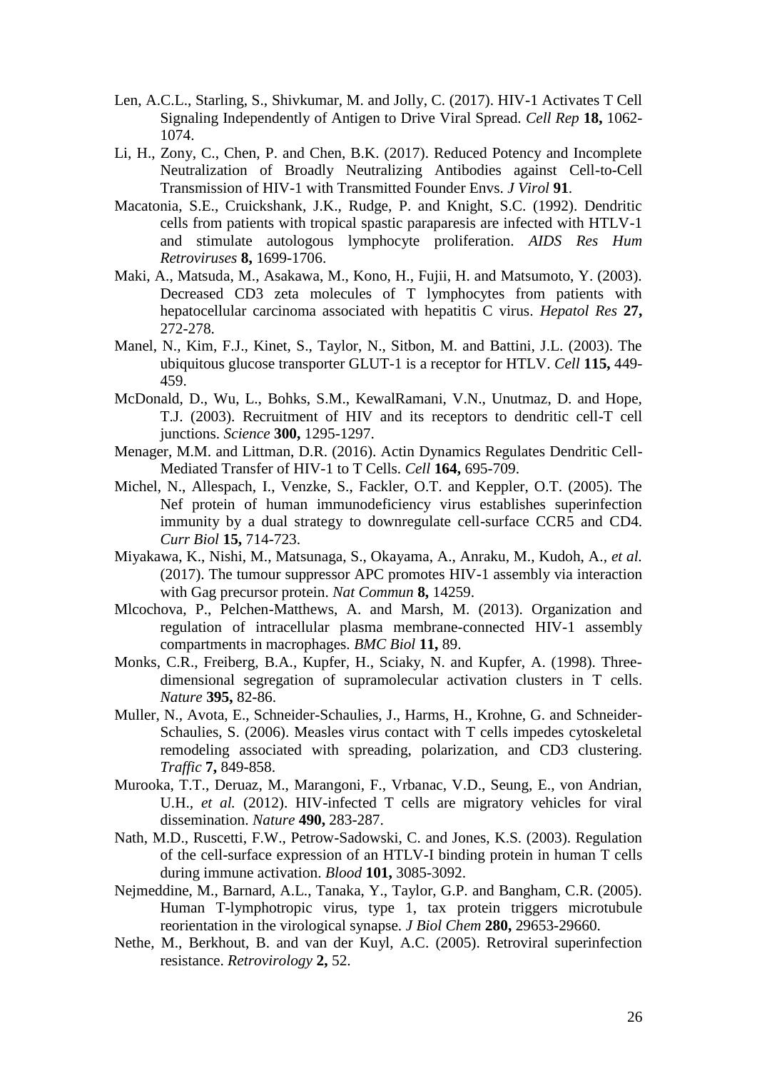Len, A.C.L., Starling, S., Shivkumar, M. and Jolly, C. (2017). HIV-1 Activates T Cell Signaling Independently of Antigen to Drive Viral Spread. *Cell Rep* **18,** 1062-1074.

Li, H., Zony, C., Chen, P. and Chen, B.K. (2017). Reduced Potency and Incomplete Neutralization of Broadly Neutralizing Antibodies against Cell-to-Cell Transmission of HIV-1 with Transmitted Founder Envs. *J Virol* **91**.

Macatonia, S.E., Cruickshank, J.K., Rudge, P. and Knight, S.C. (1992). Dendritic cells from patients with tropical spastic paraparesis are infected with HTLV-1 and stimulate autologous lymphocyte proliferation. *AIDS Res Hum Retroviruses* **8,** 1699-1706.

Maki, A., Matsuda, M., Asakawa, M., Kono, H., Fujii, H. and Matsumoto, Y. (2003). Decreased CD3 zeta molecules of T lymphocytes from patients with hepatocellular carcinoma associated with hepatitis C virus. *Hepatol Res* **27,** 272-278.

Manel, N., Kim, F.J., Kinet, S., Taylor, N., Sitbon, M. and Battini, J.L. (2003). The ubiquitous glucose transporter GLUT-1 is a receptor for HTLV. *Cell* **115,** 449-459.

McDonald, D., Wu, L., Bohks, S.M., KewalRamani, V.N., Unutmaz, D. and Hope, T.J. (2003). Recruitment of HIV and its receptors to dendritic cell-T cell junctions. *Science* **300,** 1295-1297.

Menager, M.M. and Littman, D.R. (2016). Actin Dynamics Regulates Dendritic Cell-Mediated Transfer of HIV-1 to T Cells. *Cell* **164,** 695-709.

Michel, N., Allespach, I., Venzke, S., Fackler, O.T. and Keppler, O.T. (2005). The Nef protein of human immunodeficiency virus establishes superinfection immunity by a dual strategy to downregulate cell-surface CCR5 and CD4. *Curr Biol* **15,** 714-723.

Miyakawa, K., Nishi, M., Matsunaga, S., Okayama, A., Anraku, M., Kudoh, A., *et al.* (2017). The tumour suppressor APC promotes HIV-1 assembly via interaction with Gag precursor protein. *Nat Commun* **8,** 14259.

Mlcochova, P., Pelchen-Matthews, A. and Marsh, M. (2013). Organization and regulation of intracellular plasma membrane-connected HIV-1 assembly compartments in macrophages. *BMC Biol* **11,** 89.

Monks, C.R., Freiberg, B.A., Kupfer, H., Sciaky, N. and Kupfer, A. (1998). Three-dimensional segregation of supramolecular activation clusters in T cells. *Nature* **395,** 82-86.

Muller, N., Avota, E., Schneider-Schaulies, J., Harms, H., Krohne, G. and Schneider-Schaulies, S. (2006). Measles virus contact with T cells impedes cytoskeletal remodeling associated with spreading, polarization, and CD3 clustering. *Traffic* **7,** 849-858.

Murooka, T.T., Deruaz, M., Marangoni, F., Vrbanac, V.D., Seung, E., von Andrian, U.H., *et al.* (2012). HIV-infected T cells are migratory vehicles for viral dissemination. *Nature* **490,** 283-287.

Nath, M.D., Ruscetti, F.W., Petrow-Sadowski, C. and Jones, K.S. (2003). Regulation of the cell-surface expression of an HTLV-I binding protein in human T cells during immune activation. *Blood* **101,** 3085-3092.

Nejmeddine, M., Barnard, A.L., Tanaka, Y., Taylor, G.P. and Bangham, C.R. (2005). Human T-lymphotropic virus, type 1, tax protein triggers microtubule reorientation in the virological synapse. *J Biol Chem* **280,** 29653-29660.

Nethe, M., Berkhout, B. and van der Kuyl, A.C. (2005). Retroviral superinfection resistance. *Retrovirology* **2,** 52.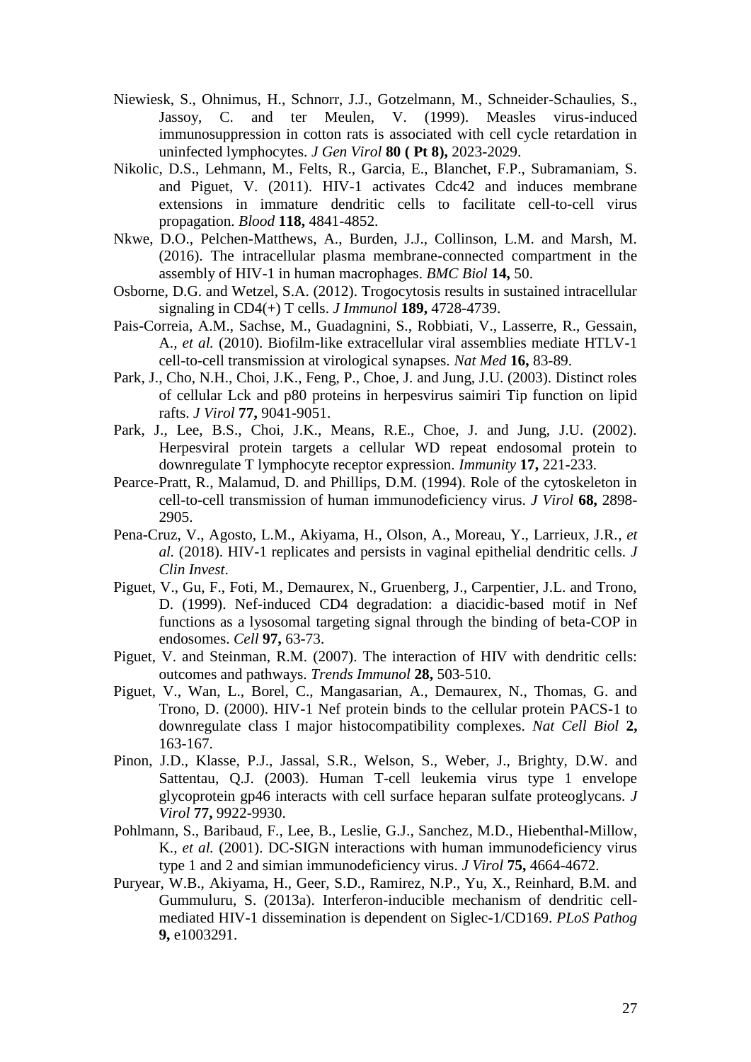Niewiesk, S., Ohnimus, H., Schnorr, J.J., Gotzelmann, M., Schneider-Schaulies, S., Jassoy, C. and ter Meulen, V. (1999). Measles virus-induced immunosuppression in cotton rats is associated with cell cycle retardation in uninfected lymphocytes. *J Gen Virol* **80 ( Pt 8),** 2023-2029.

Nikolic, D.S., Lehmann, M., Felts, R., Garcia, E., Blanchet, F.P., Subramaniam, S. and Piguet, V. (2011). HIV-1 activates Cdc42 and induces membrane extensions in immature dendritic cells to facilitate cell-to-cell virus propagation. *Blood* **118,** 4841-4852.

Nkwe, D.O., Pelchen-Matthews, A., Burden, J.J., Collinson, L.M. and Marsh, M. (2016). The intracellular plasma membrane-connected compartment in the assembly of HIV-1 in human macrophages. *BMC Biol* **14,** 50.

Osborne, D.G. and Wetzel, S.A. (2012). Trogocytosis results in sustained intracellular signaling in CD4(+) T cells. *J Immunol* **189,** 4728-4739.

Pais-Correia, A.M., Sachse, M., Guadagnini, S., Robbiati, V., Lasserre, R., Gessain, A., *et al.* (2010). Biofilm-like extracellular viral assemblies mediate HTLV-1 cell-to-cell transmission at virological synapses. *Nat Med* **16,** 83-89.

Park, J., Cho, N.H., Choi, J.K., Feng, P., Choe, J. and Jung, J.U. (2003). Distinct roles of cellular Lck and p80 proteins in herpesvirus saimiri Tip function on lipid rafts. *J Virol* **77,** 9041-9051.

Park, J., Lee, B.S., Choi, J.K., Means, R.E., Choe, J. and Jung, J.U. (2002). Herpesviral protein targets a cellular WD repeat endosomal protein to downregulate T lymphocyte receptor expression. *Immunity* **17,** 221-233.

Pearce-Pratt, R., Malamud, D. and Phillips, D.M. (1994). Role of the cytoskeleton in cell-to-cell transmission of human immunodeficiency virus. *J Virol* **68,** 2898-2905.

Pena-Cruz, V., Agosto, L.M., Akiyama, H., Olson, A., Moreau, Y., Larrieux, J.R., *et al.* (2018). HIV-1 replicates and persists in vaginal epithelial dendritic cells. *J Clin Invest*.

Piguet, V., Gu, F., Foti, M., Demaurex, N., Gruenberg, J., Carpentier, J.L. and Trono, D. (1999). Nef-induced CD4 degradation: a diacidic-based motif in Nef functions as a lysosomal targeting signal through the binding of beta-COP in endosomes. *Cell* **97,** 63-73.

Piguet, V. and Steinman, R.M. (2007). The interaction of HIV with dendritic cells: outcomes and pathways. *Trends Immunol* **28,** 503-510.

Piguet, V., Wan, L., Borel, C., Mangasarian, A., Demaurex, N., Thomas, G. and Trono, D. (2000). HIV-1 Nef protein binds to the cellular protein PACS-1 to downregulate class I major histocompatibility complexes. *Nat Cell Biol* **2,** 163-167.

Pinon, J.D., Klasse, P.J., Jassal, S.R., Welson, S., Weber, J., Brighty, D.W. and Sattentau, Q.J. (2003). Human T-cell leukemia virus type 1 envelope glycoprotein gp46 interacts with cell surface heparan sulfate proteoglycans. *J Virol* **77,** 9922-9930.

Pohlmann, S., Baribaud, F., Lee, B., Leslie, G.J., Sanchez, M.D., Hiebenthal-Millow, K., *et al.* (2001). DC-SIGN interactions with human immunodeficiency virus type 1 and 2 and simian immunodeficiency virus. *J Virol* **75,** 4664-4672.

Puryear, W.B., Akiyama, H., Geer, S.D., Ramirez, N.P., Yu, X., Reinhard, B.M. and Gummuluru, S. (2013a). Interferon-inducible mechanism of dendritic cell-mediated HIV-1 dissemination is dependent on Siglec-1/CD169. *PLoS Pathog* **9,** e1003291.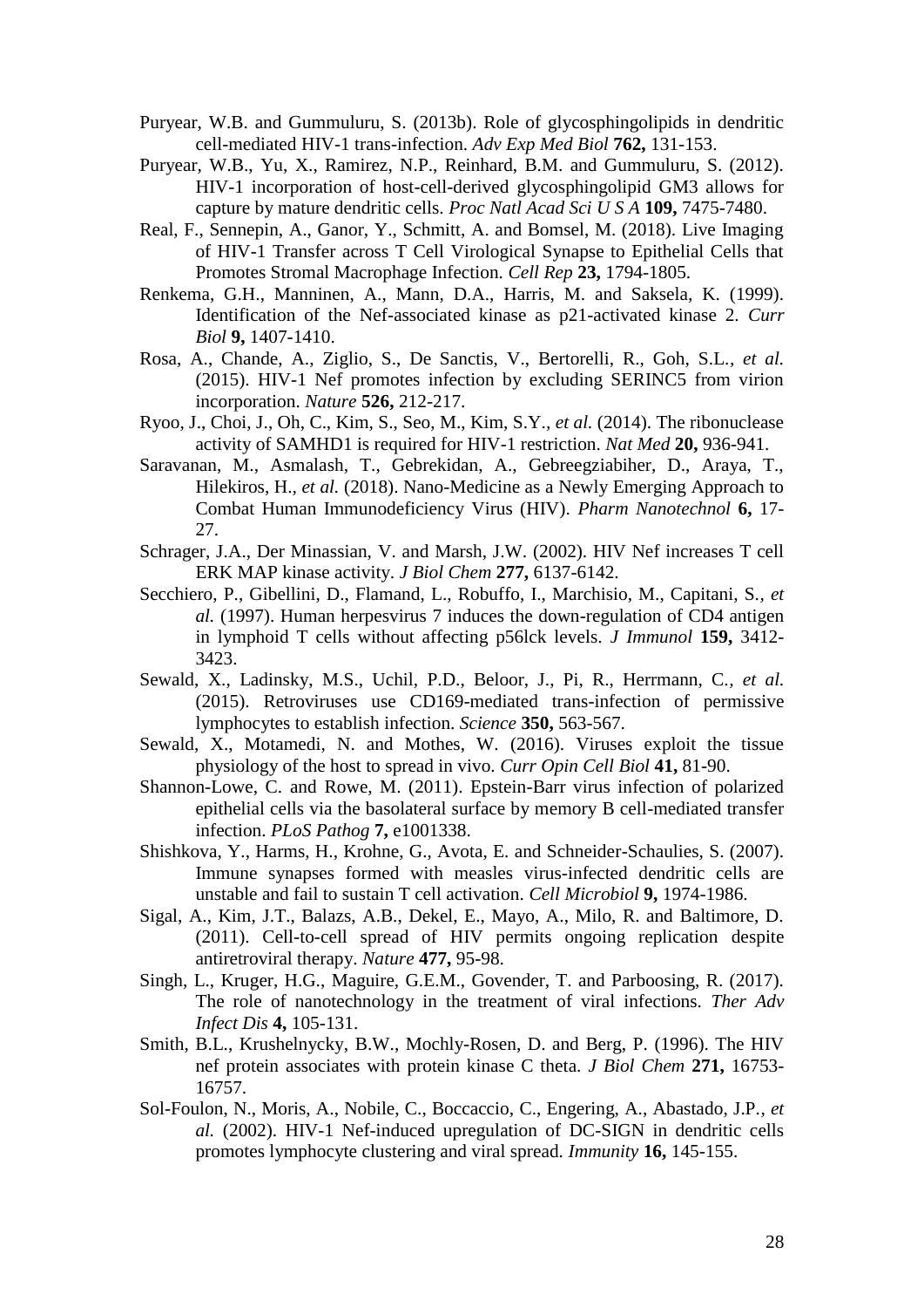Puryear, W.B. and Gummuluru, S. (2013b). Role of glycosphingolipids in dendritic cell-mediated HIV-1 trans-infection. *Adv Exp Med Biol* **762,** 131-153.

Puryear, W.B., Yu, X., Ramirez, N.P., Reinhard, B.M. and Gummuluru, S. (2012). HIV-1 incorporation of host-cell-derived glycosphingolipid GM3 allows for capture by mature dendritic cells. *Proc Natl Acad Sci U S A* **109,** 7475-7480.

Real, F., Sennepin, A., Ganor, Y., Schmitt, A. and Bomsel, M. (2018). Live Imaging of HIV-1 Transfer across T Cell Virological Synapse to Epithelial Cells that Promotes Stromal Macrophage Infection. *Cell Rep* **23,** 1794-1805.

Renkema, G.H., Manninen, A., Mann, D.A., Harris, M. and Saksela, K. (1999). Identification of the Nef-associated kinase as p21-activated kinase 2. *Curr Biol* **9,** 1407-1410.

Rosa, A., Chande, A., Ziglio, S., De Sanctis, V., Bertorelli, R., Goh, S.L., *et al.* (2015). HIV-1 Nef promotes infection by excluding SERINC5 from virion incorporation. *Nature* **526,** 212-217.

Ryoo, J., Choi, J., Oh, C., Kim, S., Seo, M., Kim, S.Y., *et al.* (2014). The ribonuclease activity of SAMHD1 is required for HIV-1 restriction. *Nat Med* **20,** 936-941.

Saravanan, M., Asmalash, T., Gebrekidan, A., Gebreegziabiher, D., Araya, T., Hilekiros, H., *et al.* (2018). Nano-Medicine as a Newly Emerging Approach to Combat Human Immunodeficiency Virus (HIV). *Pharm Nanotechnol* **6,** 17-27.

Schrager, J.A., Der Minassian, V. and Marsh, J.W. (2002). HIV Nef increases T cell ERK MAP kinase activity. *J Biol Chem* **277,** 6137-6142.

Secchiero, P., Gibellini, D., Flamand, L., Robuffo, I., Marchisio, M., Capitani, S., *et al.* (1997). Human herpesvirus 7 induces the down-regulation of CD4 antigen in lymphoid T cells without affecting p56lck levels. *J Immunol* **159,** 3412-3423.

Sewald, X., Ladinsky, M.S., Uchil, P.D., Beloor, J., Pi, R., Herrmann, C., *et al.* (2015). Retroviruses use CD169-mediated trans-infection of permissive lymphocytes to establish infection. *Science* **350,** 563-567.

Sewald, X., Motamedi, N. and Mothes, W. (2016). Viruses exploit the tissue physiology of the host to spread in vivo. *Curr Opin Cell Biol* **41,** 81-90.

Shannon-Lowe, C. and Rowe, M. (2011). Epstein-Barr virus infection of polarized epithelial cells via the basolateral surface by memory B cell-mediated transfer infection. *PLoS Pathog* **7,** e1001338.

Shishkova, Y., Harms, H., Krohne, G., Avota, E. and Schneider-Schaulies, S. (2007). Immune synapses formed with measles virus-infected dendritic cells are unstable and fail to sustain T cell activation. *Cell Microbiol* **9,** 1974-1986.

Sigal, A., Kim, J.T., Balazs, A.B., Dekel, E., Mayo, A., Milo, R. and Baltimore, D. (2011). Cell-to-cell spread of HIV permits ongoing replication despite antiretroviral therapy. *Nature* **477,** 95-98.

Singh, L., Kruger, H.G., Maguire, G.E.M., Govender, T. and Parboosing, R. (2017). The role of nanotechnology in the treatment of viral infections. *Ther Adv Infect Dis* **4,** 105-131.

Smith, B.L., Krushelnycky, B.W., Mochly-Rosen, D. and Berg, P. (1996). The HIV nef protein associates with protein kinase C theta. *J Biol Chem* **271,** 16753-16757.

Sol-Foulon, N., Moris, A., Nobile, C., Boccaccio, C., Engering, A., Abastado, J.P., *et al.* (2002). HIV-1 Nef-induced upregulation of DC-SIGN in dendritic cells promotes lymphocyte clustering and viral spread. *Immunity* **16,** 145-155.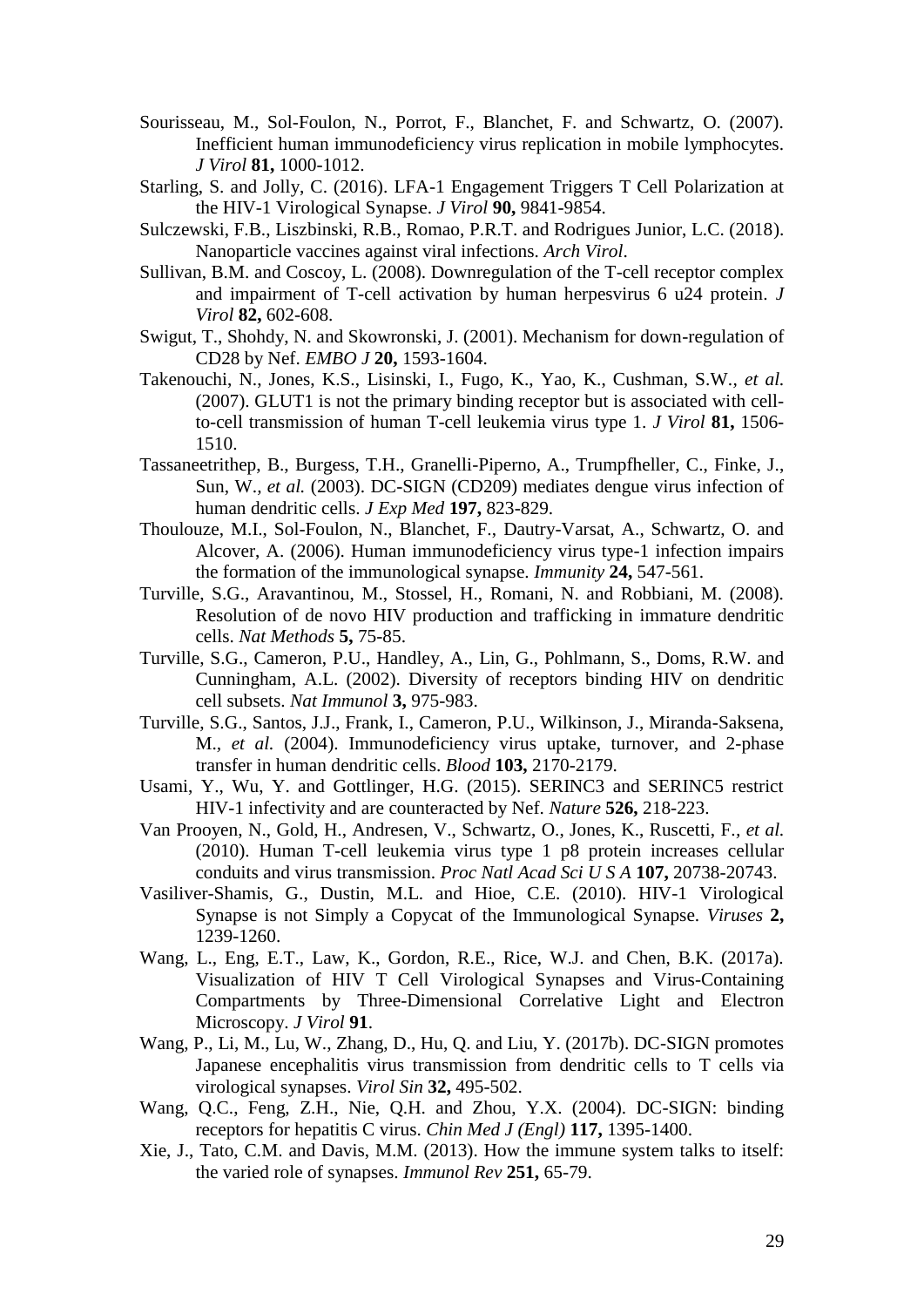Sourisseau, M., Sol-Foulon, N., Porrot, F., Blanchet, F. and Schwartz, O. (2007). Inefficient human immunodeficiency virus replication in mobile lymphocytes. *J Virol* **81,** 1000-1012.

Starling, S. and Jolly, C. (2016). LFA-1 Engagement Triggers T Cell Polarization at the HIV-1 Virological Synapse. *J Virol* **90,** 9841-9854.

Sulczewski, F.B., Liszbinski, R.B., Romao, P.R.T. and Rodrigues Junior, L.C. (2018). Nanoparticle vaccines against viral infections. *Arch Virol*.

Sullivan, B.M. and Coscoy, L. (2008). Downregulation of the T-cell receptor complex and impairment of T-cell activation by human herpesvirus 6 u24 protein. *J Virol* **82,** 602-608.

Swigut, T., Shohdy, N. and Skowronski, J. (2001). Mechanism for down-regulation of CD28 by Nef. *EMBO J* **20,** 1593-1604.

Takenouchi, N., Jones, K.S., Lisinski, I., Fugo, K., Yao, K., Cushman, S.W.*, et al.* (2007). GLUT1 is not the primary binding receptor but is associated with cell-to-cell transmission of human T-cell leukemia virus type 1. *J Virol* **81,** 1506-1510.

Tassaneetrithep, B., Burgess, T.H., Granelli-Piperno, A., Trumpfheller, C., Finke, J., Sun, W.*, et al.* (2003). DC-SIGN (CD209) mediates dengue virus infection of human dendritic cells. *J Exp Med* **197,** 823-829.

Thoulouze, M.I., Sol-Foulon, N., Blanchet, F., Dautry-Varsat, A., Schwartz, O. and Alcover, A. (2006). Human immunodeficiency virus type-1 infection impairs the formation of the immunological synapse. *Immunity* **24,** 547-561.

Turville, S.G., Aravantinou, M., Stossel, H., Romani, N. and Robbiani, M. (2008). Resolution of de novo HIV production and trafficking in immature dendritic cells. *Nat Methods* **5,** 75-85.

Turville, S.G., Cameron, P.U., Handley, A., Lin, G., Pohlmann, S., Doms, R.W. and Cunningham, A.L. (2002). Diversity of receptors binding HIV on dendritic cell subsets. *Nat Immunol* **3,** 975-983.

Turville, S.G., Santos, J.J., Frank, I., Cameron, P.U., Wilkinson, J., Miranda-Saksena, M.*, et al.* (2004). Immunodeficiency virus uptake, turnover, and 2-phase transfer in human dendritic cells. *Blood* **103,** 2170-2179.

Usami, Y., Wu, Y. and Gottlinger, H.G. (2015). SERINC3 and SERINC5 restrict HIV-1 infectivity and are counteracted by Nef. *Nature* **526,** 218-223.

Van Prooyen, N., Gold, H., Andresen, V., Schwartz, O., Jones, K., Ruscetti, F.*, et al.* (2010). Human T-cell leukemia virus type 1 p8 protein increases cellular conduits and virus transmission. *Proc Natl Acad Sci U S A* **107,** 20738-20743.

Vasiliver-Shamis, G., Dustin, M.L. and Hioe, C.E. (2010). HIV-1 Virological Synapse is not Simply a Copycat of the Immunological Synapse. *Viruses* **2,** 1239-1260.

Wang, L., Eng, E.T., Law, K., Gordon, R.E., Rice, W.J. and Chen, B.K. (2017a). Visualization of HIV T Cell Virological Synapses and Virus-Containing Compartments by Three-Dimensional Correlative Light and Electron Microscopy. *J Virol* **91**.

Wang, P., Li, M., Lu, W., Zhang, D., Hu, Q. and Liu, Y. (2017b). DC-SIGN promotes Japanese encephalitis virus transmission from dendritic cells to T cells via virological synapses. *Virol Sin* **32,** 495-502.

Wang, Q.C., Feng, Z.H., Nie, Q.H. and Zhou, Y.X. (2004). DC-SIGN: binding receptors for hepatitis C virus. *Chin Med J (Engl)* **117,** 1395-1400.

Xie, J., Tato, C.M. and Davis, M.M. (2013). How the immune system talks to itself: the varied role of synapses. *Immunol Rev* **251,** 65-79.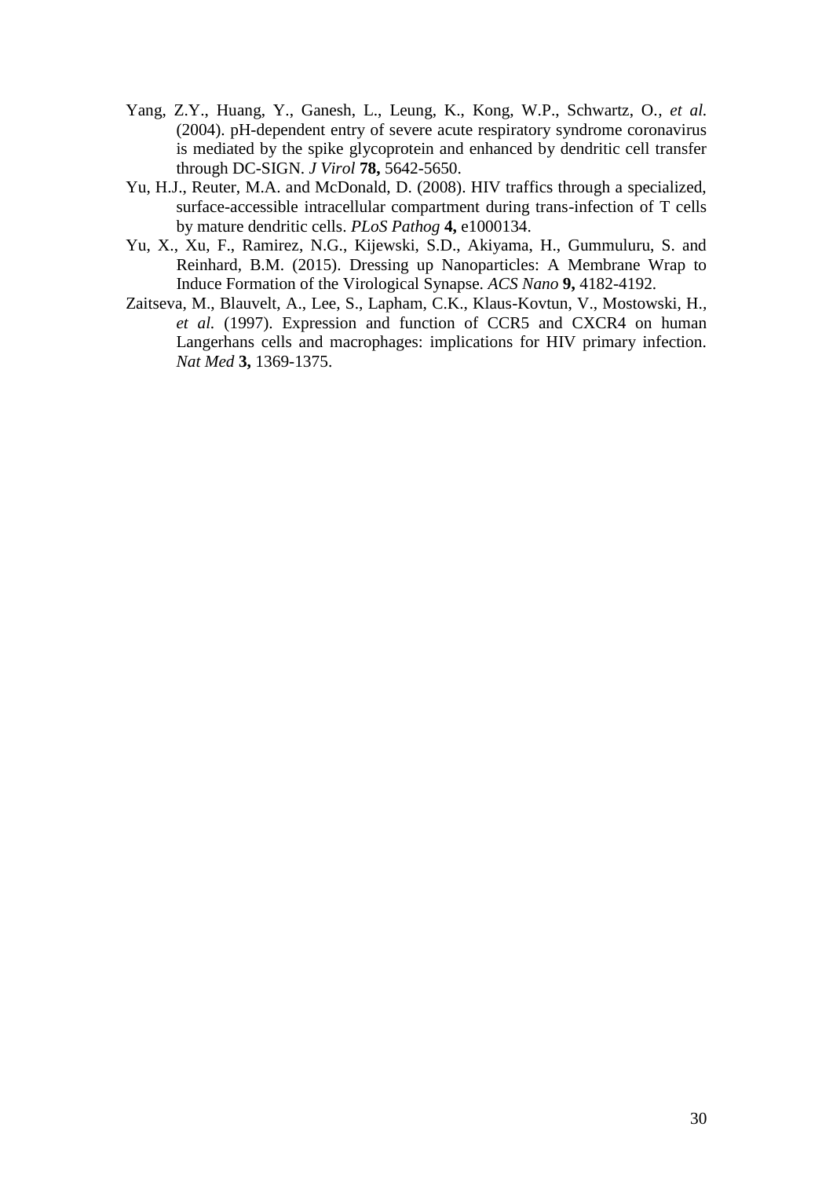Yang, Z.Y., Huang, Y., Ganesh, L., Leung, K., Kong, W.P., Schwartz, O., *et al.* (2004). pH-dependent entry of severe acute respiratory syndrome coronavirus is mediated by the spike glycoprotein and enhanced by dendritic cell transfer through DC-SIGN. *J Virol* **78,** 5642-5650.

Yu, H.J., Reuter, M.A. and McDonald, D. (2008). HIV traffics through a specialized, surface-accessible intracellular compartment during trans-infection of T cells by mature dendritic cells. *PLoS Pathog* **4,** e1000134.

Yu, X., Xu, F., Ramirez, N.G., Kijewski, S.D., Akiyama, H., Gummuluru, S. and Reinhard, B.M. (2015). Dressing up Nanoparticles: A Membrane Wrap to Induce Formation of the Virological Synapse. *ACS Nano* **9,** 4182-4192.

Zaitseva, M., Blauvelt, A., Lee, S., Lapham, C.K., Klaus-Kovtun, V., Mostowski, H., *et al.* (1997). Expression and function of CCR5 and CXCR4 on human Langerhans cells and macrophages: implications for HIV primary infection. *Nat Med* **3,** 1369-1375.